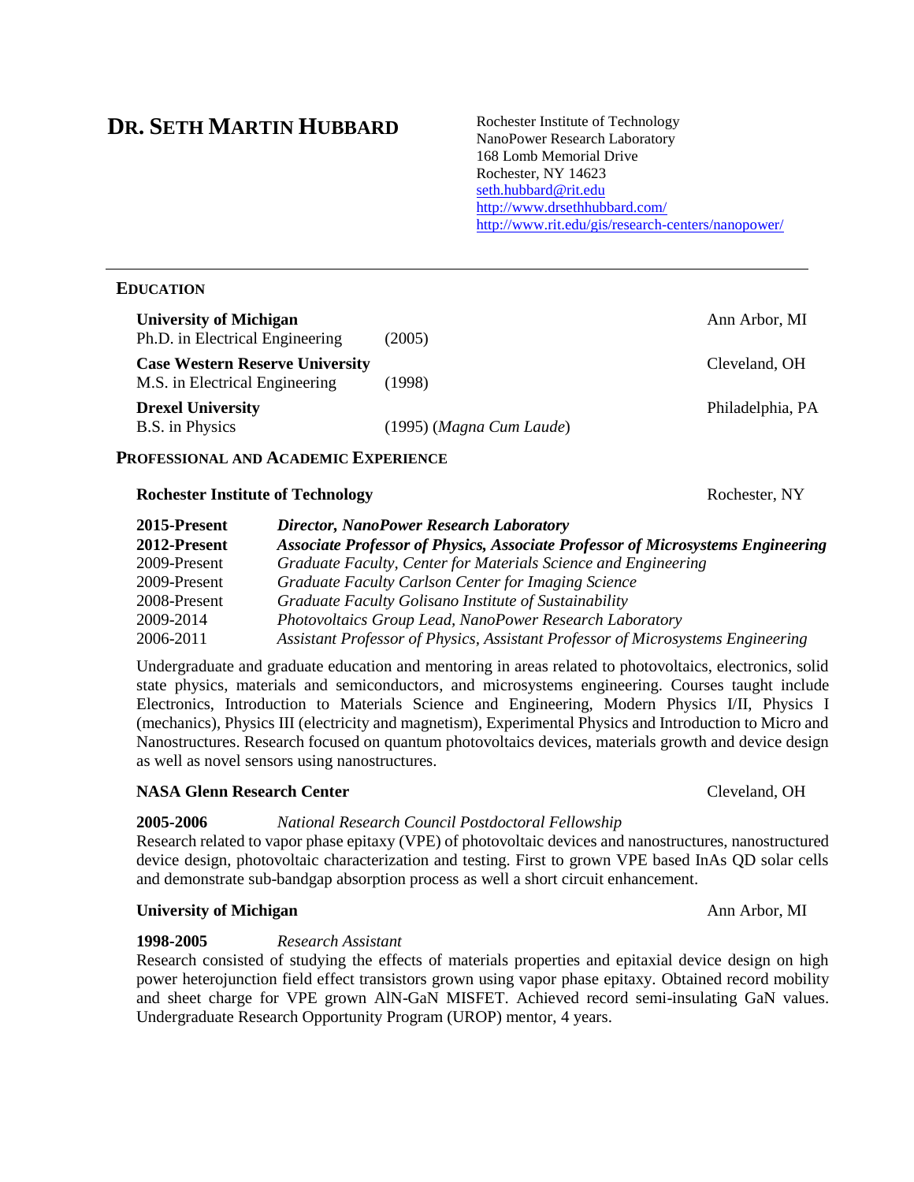# DR. SETH MARTIN HUBBARD

Rochester Institute of Technology
NanoPower Research Laboratory
168 Lomb Memorial Drive
Rochester, NY 14623
seth.hubbard@rit.edu
http://www.drsethhubbard.com/
http://www.rit.edu/gis/research-centers/nanopower/

---

## EDUCATION

**University of Michigan** — Ann Arbor, MI
Ph.D. in Electrical Engineering (2005)

**Case Western Reserve University** — Cleveland, OH
M.S. in Electrical Engineering (1998)

**Drexel University** — Philadelphia, PA
B.S. in Physics (1995) (*Magna Cum Laude*)

## PROFESSIONAL AND ACADEMIC EXPERIENCE

### Rochester Institute of Technology — Rochester, NY

**2015-Present** ***Director, NanoPower Research Laboratory***
**2012-Present** ***Associate Professor of Physics, Associate Professor of Microsystems Engineering***
2009-Present *Graduate Faculty, Center for Materials Science and Engineering*
2009-Present *Graduate Faculty Carlson Center for Imaging Science*
2008-Present *Graduate Faculty Golisano Institute of Sustainability*
2009-2014 *Photovoltaics Group Lead, NanoPower Research Laboratory*
2006-2011 *Assistant Professor of Physics, Assistant Professor of Microsystems Engineering*

Undergraduate and graduate education and mentoring in areas related to photovoltaics, electronics, solid state physics, materials and semiconductors, and microsystems engineering. Courses taught include Electronics, Introduction to Materials Science and Engineering, Modern Physics I/II, Physics I (mechanics), Physics III (electricity and magnetism), Experimental Physics and Introduction to Micro and Nanostructures. Research focused on quantum photovoltaics devices, materials growth and device design as well as novel sensors using nanostructures.

### NASA Glenn Research Center — Cleveland, OH

**2005-2006** *National Research Council Postdoctoral Fellowship*
Research related to vapor phase epitaxy (VPE) of photovoltaic devices and nanostructures, nanostructured device design, photovoltaic characterization and testing. First to grown VPE based InAs QD solar cells and demonstrate sub-bandgap absorption process as well a short circuit enhancement.

### University of Michigan — Ann Arbor, MI

**1998-2005** *Research Assistant*
Research consisted of studying the effects of materials properties and epitaxial device design on high power heterojunction field effect transistors grown using vapor phase epitaxy. Obtained record mobility and sheet charge for VPE grown AlN-GaN MISFET. Achieved record semi-insulating GaN values. Undergraduate Research Opportunity Program (UROP) mentor, 4 years.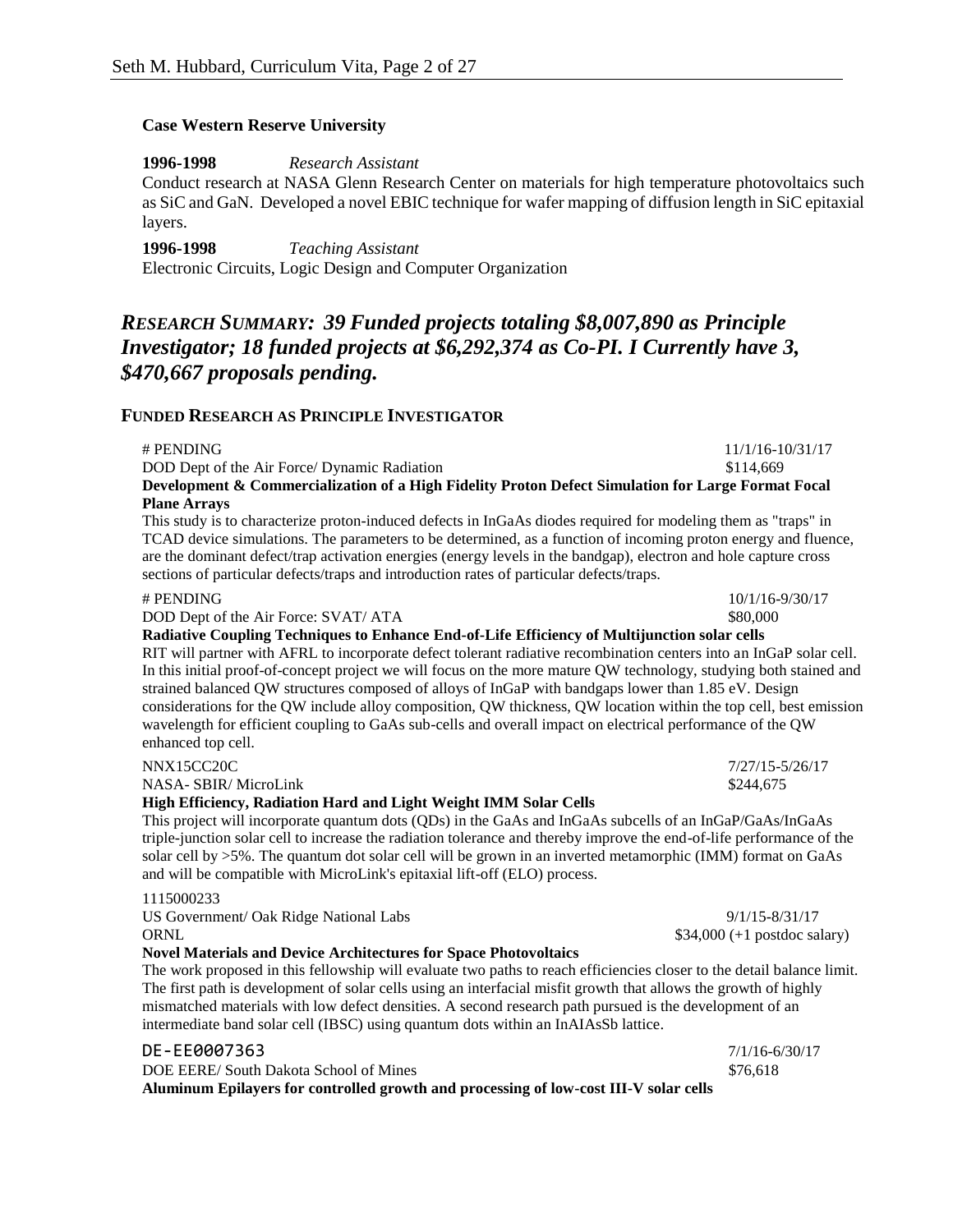**Case Western Reserve University**

**1996-1998** *Research Assistant*

Conduct research at NASA Glenn Research Center on materials for high temperature photovoltaics such as SiC and GaN. Developed a novel EBIC technique for wafer mapping of diffusion length in SiC epitaxial layers.

**1996-1998** *Teaching Assistant*

Electronic Circuits, Logic Design and Computer Organization

## *RESEARCH SUMMARY: 39 Funded projects totaling $8,007,890 as Principle Investigator; 18 funded projects at $6,292,374 as Co-PI. I Currently have 3, $470,667 proposals pending.*

### FUNDED RESEARCH AS PRINCIPLE INVESTIGATOR

# PENDING — 11/1/16-10/31/17
DOD Dept of the Air Force/ Dynamic Radiation — $114,669
**Development & Commercialization of a High Fidelity Proton Defect Simulation for Large Format Focal Plane Arrays**
This study is to characterize proton-induced defects in InGaAs diodes required for modeling them as "traps" in TCAD device simulations. The parameters to be determined, as a function of incoming proton energy and fluence, are the dominant defect/trap activation energies (energy levels in the bandgap), electron and hole capture cross sections of particular defects/traps and introduction rates of particular defects/traps.

# PENDING — 10/1/16-9/30/17
DOD Dept of the Air Force: SVAT/ ATA — $80,000
**Radiative Coupling Techniques to Enhance End-of-Life Efficiency of Multijunction solar cells**
RIT will partner with AFRL to incorporate defect tolerant radiative recombination centers into an InGaP solar cell. In this initial proof-of-concept project we will focus on the more mature QW technology, studying both stained and strained balanced QW structures composed of alloys of InGaP with bandgaps lower than 1.85 eV. Design considerations for the QW include alloy composition, QW thickness, QW location within the top cell, best emission wavelength for efficient coupling to GaAs sub-cells and overall impact on electrical performance of the QW enhanced top cell.

NNX15CC20C — 7/27/15-5/26/17
NASA- SBIR/ MicroLink — $244,675
**High Efficiency, Radiation Hard and Light Weight IMM Solar Cells**
This project will incorporate quantum dots (QDs) in the GaAs and InGaAs subcells of an InGaP/GaAs/InGaAs triple-junction solar cell to increase the radiation tolerance and thereby improve the end-of-life performance of the solar cell by >5%. The quantum dot solar cell will be grown in an inverted metamorphic (IMM) format on GaAs and will be compatible with MicroLink's epitaxial lift-off (ELO) process.

1115000233
US Government/ Oak Ridge National Labs — 9/1/15-8/31/17
ORNL — $34,000 (+1 postdoc salary)
**Novel Materials and Device Architectures for Space Photovoltaics**
The work proposed in this fellowship will evaluate two paths to reach efficiencies closer to the detail balance limit. The first path is development of solar cells using an interfacial misfit growth that allows the growth of highly mismatched materials with low defect densities. A second research path pursued is the development of an intermediate band solar cell (IBSC) using quantum dots within an InAIAsSb lattice.

DE-EE0007363 — 7/1/16-6/30/17
DOE EERE/ South Dakota School of Mines — $76,618
**Aluminum Epilayers for controlled growth and processing of low-cost III-V solar cells**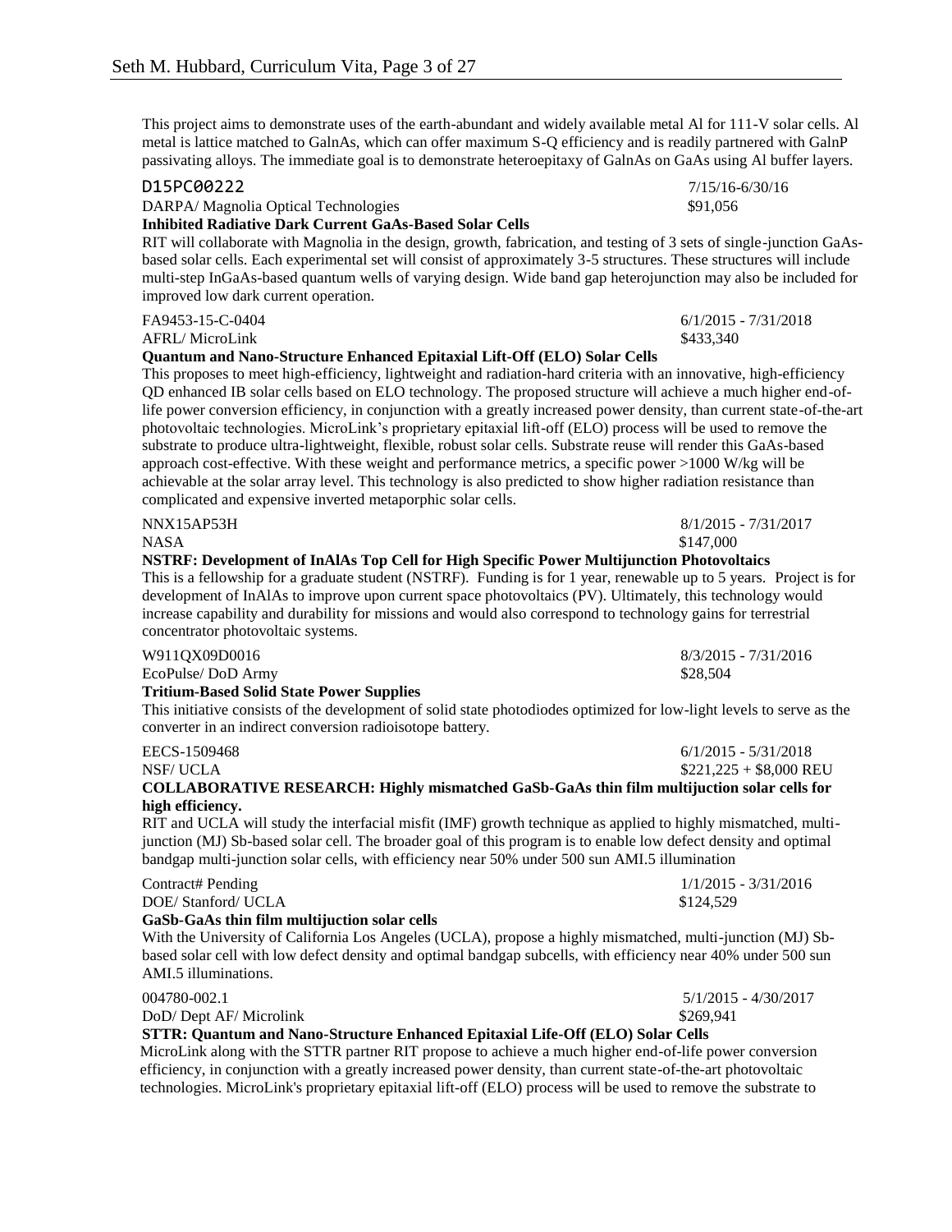This project aims to demonstrate uses of the earth-abundant and widely available metal Al for 111-V solar cells. Al metal is lattice matched to GalnAs, which can offer maximum S-Q efficiency and is readily partnered with GalnP passivating alloys. The immediate goal is to demonstrate heteroepitaxy of GalnAs on GaAs using Al buffer layers.

D15PC00222 — 7/15/16-6/30/16
DARPA/ Magnolia Optical Technologies — $91,056
**Inhibited Radiative Dark Current GaAs-Based Solar Cells**
RIT will collaborate with Magnolia in the design, growth, fabrication, and testing of 3 sets of single-junction GaAs-based solar cells. Each experimental set will consist of approximately 3-5 structures. These structures will include multi-step InGaAs-based quantum wells of varying design. Wide band gap heterojunction may also be included for improved low dark current operation.

FA9453-15-C-0404 — 6/1/2015 - 7/31/2018
AFRL/ MicroLink — $433,340
**Quantum and Nano-Structure Enhanced Epitaxial Lift-Off (ELO) Solar Cells**
This proposes to meet high-efficiency, lightweight and radiation-hard criteria with an innovative, high-efficiency QD enhanced IB solar cells based on ELO technology. The proposed structure will achieve a much higher end-of-life power conversion efficiency, in conjunction with a greatly increased power density, than current state-of-the-art photovoltaic technologies. MicroLink's proprietary epitaxial lift-off (ELO) process will be used to remove the substrate to produce ultra-lightweight, flexible, robust solar cells. Substrate reuse will render this GaAs-based approach cost-effective. With these weight and performance metrics, a specific power >1000 W/kg will be achievable at the solar array level. This technology is also predicted to show higher radiation resistance than complicated and expensive inverted metaporphic solar cells.

NNX15AP53H — 8/1/2015 - 7/31/2017
NASA — $147,000
**NSTRF: Development of InAlAs Top Cell for High Specific Power Multijunction Photovoltaics**
This is a fellowship for a graduate student (NSTRF). Funding is for 1 year, renewable up to 5 years. Project is for development of InAlAs to improve upon current space photovoltaics (PV). Ultimately, this technology would increase capability and durability for missions and would also correspond to technology gains for terrestrial concentrator photovoltaic systems.

W911QX09D0016 — 8/3/2015 - 7/31/2016
EcoPulse/ DoD Army — $28,504
**Tritium-Based Solid State Power Supplies**
This initiative consists of the development of solid state photodiodes optimized for low-light levels to serve as the converter in an indirect conversion radioisotope battery.

EECS-1509468 — 6/1/2015 - 5/31/2018
NSF/ UCLA — $221,225 + $8,000 REU
**COLLABORATIVE RESEARCH: Highly mismatched GaSb-GaAs thin film multijuction solar cells for high efficiency.**
RIT and UCLA will study the interfacial misfit (IMF) growth technique as applied to highly mismatched, multi-junction (MJ) Sb-based solar cell. The broader goal of this program is to enable low defect density and optimal bandgap multi-junction solar cells, with efficiency near 50% under 500 sun AMI.5 illumination

Contract# Pending — 1/1/2015 - 3/31/2016
DOE/ Stanford/ UCLA — $124,529
**GaSb-GaAs thin film multijuction solar cells**
With the University of California Los Angeles (UCLA), propose a highly mismatched, multi-junction (MJ) Sb-based solar cell with low defect density and optimal bandgap subcells, with efficiency near 40% under 500 sun AMI.5 illuminations.

004780-002.1 — 5/1/2015 - 4/30/2017
DoD/ Dept AF/ Microlink — $269,941
**STTR: Quantum and Nano-Structure Enhanced Epitaxial Life-Off (ELO) Solar Cells**
MicroLink along with the STTR partner RIT propose to achieve a much higher end-of-life power conversion efficiency, in conjunction with a greatly increased power density, than current state-of-the-art photovoltaic technologies. MicroLink's proprietary epitaxial lift-off (ELO) process will be used to remove the substrate to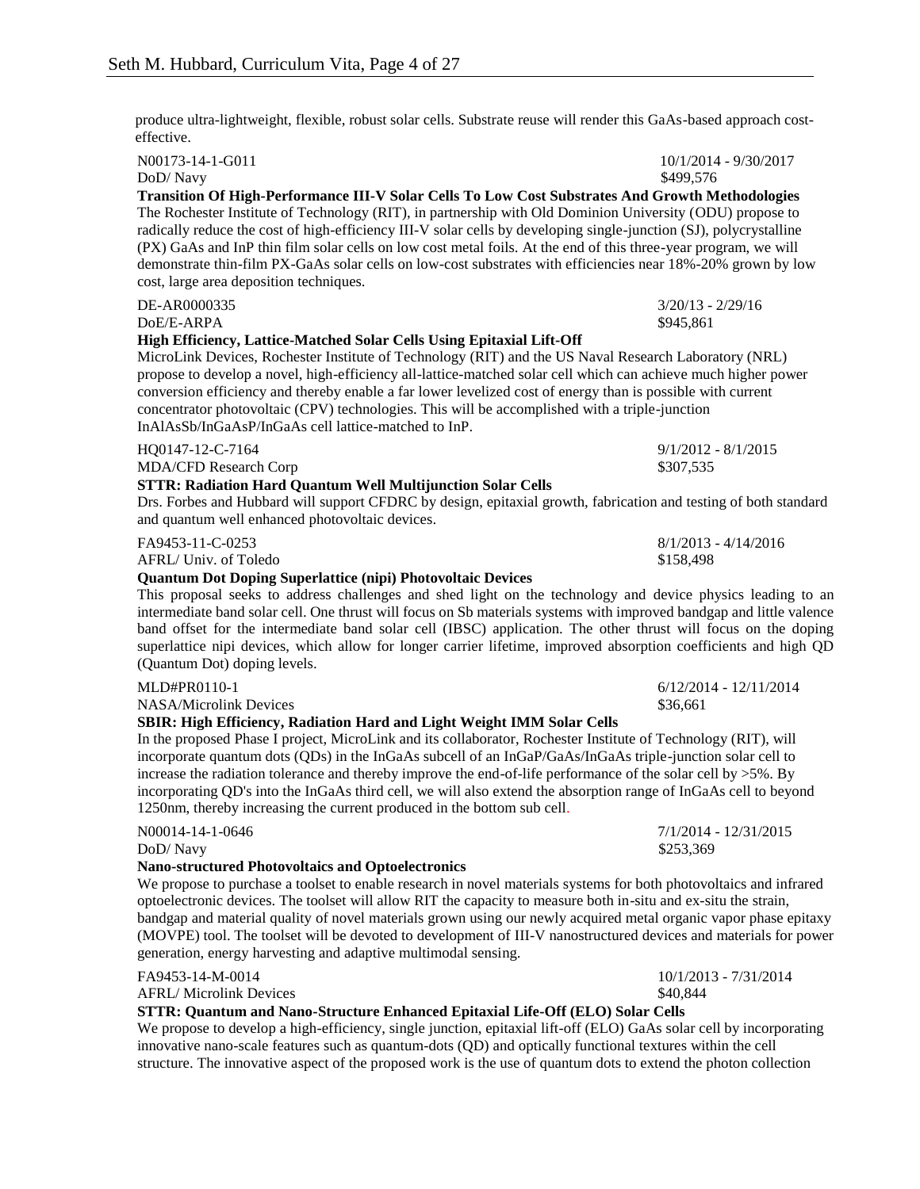produce ultra-lightweight, flexible, robust solar cells. Substrate reuse will render this GaAs-based approach cost-effective.

N00173-14-1-G011 10/1/2014 - 9/30/2017
DoD/ Navy $499,576
**Transition Of High-Performance III-V Solar Cells To Low Cost Substrates And Growth Methodologies**
The Rochester Institute of Technology (RIT), in partnership with Old Dominion University (ODU) propose to radically reduce the cost of high-efficiency III-V solar cells by developing single-junction (SJ), polycrystalline (PX) GaAs and InP thin film solar cells on low cost metal foils. At the end of this three-year program, we will demonstrate thin-film PX-GaAs solar cells on low-cost substrates with efficiencies near 18%-20% grown by low cost, large area deposition techniques.

DE-AR0000335 3/20/13 - 2/29/16
DoE/E-ARPA $945,861
**High Efficiency, Lattice-Matched Solar Cells Using Epitaxial Lift-Off**
MicroLink Devices, Rochester Institute of Technology (RIT) and the US Naval Research Laboratory (NRL) propose to develop a novel, high-efficiency all-lattice-matched solar cell which can achieve much higher power conversion efficiency and thereby enable a far lower levelized cost of energy than is possible with current concentrator photovoltaic (CPV) technologies. This will be accomplished with a triple-junction InAlAsSb/InGaAsP/InGaAs cell lattice-matched to InP.

HQ0147-12-C-7164 9/1/2012 - 8/1/2015
MDA/CFD Research Corp $307,535
**STTR: Radiation Hard Quantum Well Multijunction Solar Cells**
Drs. Forbes and Hubbard will support CFDRC by design, epitaxial growth, fabrication and testing of both standard and quantum well enhanced photovoltaic devices.

FA9453-11-C-0253 8/1/2013 - 4/14/2016
AFRL/ Univ. of Toledo $158,498
**Quantum Dot Doping Superlattice (nipi) Photovoltaic Devices**
This proposal seeks to address challenges and shed light on the technology and device physics leading to an intermediate band solar cell. One thrust will focus on Sb materials systems with improved bandgap and little valence band offset for the intermediate band solar cell (IBSC) application. The other thrust will focus on the doping superlattice nipi devices, which allow for longer carrier lifetime, improved absorption coefficients and high QD (Quantum Dot) doping levels.

MLD#PR0110-1 6/12/2014 - 12/11/2014
NASA/Microlink Devices $36,661
**SBIR: High Efficiency, Radiation Hard and Light Weight IMM Solar Cells**
In the proposed Phase I project, MicroLink and its collaborator, Rochester Institute of Technology (RIT), will incorporate quantum dots (QDs) in the InGaAs subcell of an InGaP/GaAs/InGaAs triple-junction solar cell to increase the radiation tolerance and thereby improve the end-of-life performance of the solar cell by >5%. By incorporating QD's into the InGaAs third cell, we will also extend the absorption range of InGaAs cell to beyond 1250nm, thereby increasing the current produced in the bottom sub cell.

N00014-14-1-0646 7/1/2014 - 12/31/2015
DoD/ Navy $253,369
**Nano-structured Photovoltaics and Optoelectronics**
We propose to purchase a toolset to enable research in novel materials systems for both photovoltaics and infrared optoelectronic devices. The toolset will allow RIT the capacity to measure both in-situ and ex-situ the strain, bandgap and material quality of novel materials grown using our newly acquired metal organic vapor phase epitaxy (MOVPE) tool. The toolset will be devoted to development of III-V nanostructured devices and materials for power generation, energy harvesting and adaptive multimodal sensing.

FA9453-14-M-0014 10/1/2013 - 7/31/2014
AFRL/ Microlink Devices $40,844
**STTR: Quantum and Nano-Structure Enhanced Epitaxial Life-Off (ELO) Solar Cells**
We propose to develop a high-efficiency, single junction, epitaxial lift-off (ELO) GaAs solar cell by incorporating innovative nano-scale features such as quantum-dots (QD) and optically functional textures within the cell structure. The innovative aspect of the proposed work is the use of quantum dots to extend the photon collection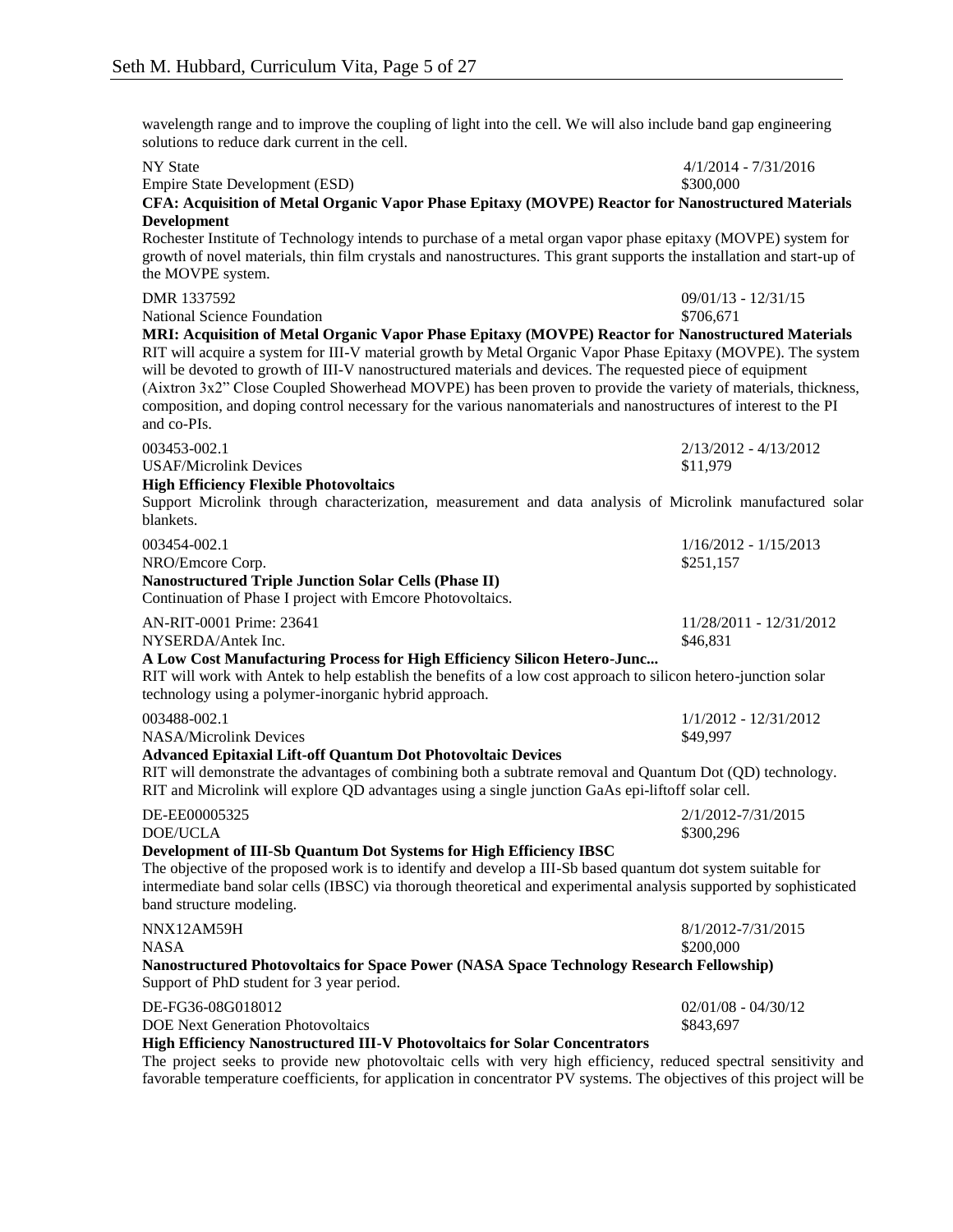wavelength range and to improve the coupling of light into the cell. We will also include band gap engineering solutions to reduce dark current in the cell.

NY State 4/1/2014 - 7/31/2016
Empire State Development (ESD) $300,000
**CFA: Acquisition of Metal Organic Vapor Phase Epitaxy (MOVPE) Reactor for Nanostructured Materials Development**
Rochester Institute of Technology intends to purchase of a metal organ vapor phase epitaxy (MOVPE) system for growth of novel materials, thin film crystals and nanostructures. This grant supports the installation and start-up of the MOVPE system.

DMR 1337592 09/01/13 - 12/31/15
National Science Foundation $706,671
**MRI: Acquisition of Metal Organic Vapor Phase Epitaxy (MOVPE) Reactor for Nanostructured Materials**
RIT will acquire a system for III-V material growth by Metal Organic Vapor Phase Epitaxy (MOVPE). The system will be devoted to growth of III-V nanostructured materials and devices. The requested piece of equipment (Aixtron 3x2" Close Coupled Showerhead MOVPE) has been proven to provide the variety of materials, thickness, composition, and doping control necessary for the various nanomaterials and nanostructures of interest to the PI and co-PIs.

003453-002.1 2/13/2012 - 4/13/2012
USAF/Microlink Devices $11,979
**High Efficiency Flexible Photovoltaics**
Support Microlink through characterization, measurement and data analysis of Microlink manufactured solar blankets.

003454-002.1 1/16/2012 - 1/15/2013
NRO/Emcore Corp. $251,157
**Nanostructured Triple Junction Solar Cells (Phase II)**
Continuation of Phase I project with Emcore Photovoltaics.

AN-RIT-0001 Prime: 23641 11/28/2011 - 12/31/2012
NYSERDA/Antek Inc. $46,831
**A Low Cost Manufacturing Process for High Efficiency Silicon Hetero-Junc...**
RIT will work with Antek to help establish the benefits of a low cost approach to silicon hetero-junction solar technology using a polymer-inorganic hybrid approach.

003488-002.1 1/1/2012 - 12/31/2012
NASA/Microlink Devices $49,997
**Advanced Epitaxial Lift-off Quantum Dot Photovoltaic Devices**
RIT will demonstrate the advantages of combining both a subtrate removal and Quantum Dot (QD) technology. RIT and Microlink will explore QD advantages using a single junction GaAs epi-liftoff solar cell.

DE-EE00005325 2/1/2012-7/31/2015
DOE/UCLA $300,296
**Development of III-Sb Quantum Dot Systems for High Efficiency IBSC**
The objective of the proposed work is to identify and develop a III-Sb based quantum dot system suitable for intermediate band solar cells (IBSC) via thorough theoretical and experimental analysis supported by sophisticated band structure modeling.

NNX12AM59H 8/1/2012-7/31/2015
NASA $200,000
**Nanostructured Photovoltaics for Space Power (NASA Space Technology Research Fellowship)**
Support of PhD student for 3 year period.

DE-FG36-08G018012 02/01/08 - 04/30/12
DOE Next Generation Photovoltaics $843,697
**High Efficiency Nanostructured III-V Photovoltaics for Solar Concentrators**
The project seeks to provide new photovoltaic cells with very high efficiency, reduced spectral sensitivity and favorable temperature coefficients, for application in concentrator PV systems. The objectives of this project will be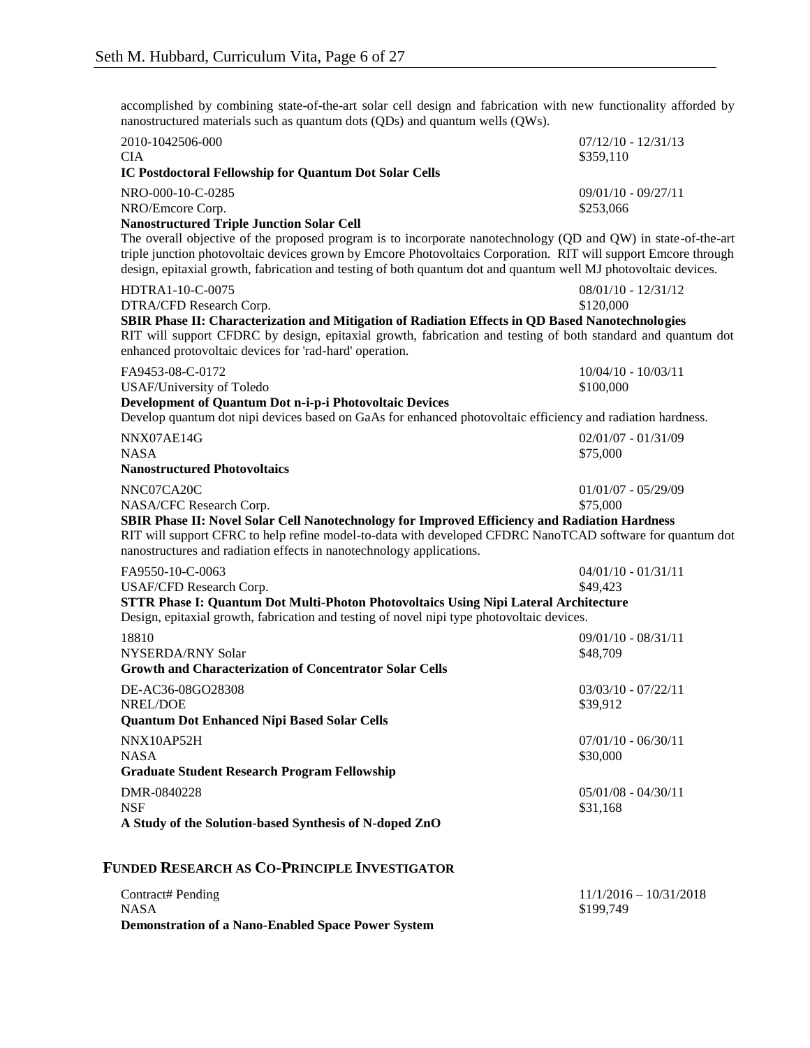accomplished by combining state-of-the-art solar cell design and fabrication with new functionality afforded by nanostructured materials such as quantum dots (QDs) and quantum wells (QWs).

2010-1042506-000 — 07/12/10 - 12/31/13
CIA — $359,110
**IC Postdoctoral Fellowship for Quantum Dot Solar Cells**

NRO-000-10-C-0285 — 09/01/10 - 09/27/11
NRO/Emcore Corp. — $253,066
**Nanostructured Triple Junction Solar Cell**
The overall objective of the proposed program is to incorporate nanotechnology (QD and QW) in state-of-the-art triple junction photovoltaic devices grown by Emcore Photovoltaics Corporation. RIT will support Emcore through design, epitaxial growth, fabrication and testing of both quantum dot and quantum well MJ photovoltaic devices.

HDTRA1-10-C-0075 — 08/01/10 - 12/31/12
DTRA/CFD Research Corp. — $120,000
**SBIR Phase II: Characterization and Mitigation of Radiation Effects in QD Based Nanotechnologies**
RIT will support CFDRC by design, epitaxial growth, fabrication and testing of both standard and quantum dot enhanced protovoltaic devices for 'rad-hard' operation.

FA9453-08-C-0172 — 10/04/10 - 10/03/11
USAF/University of Toledo — $100,000
**Development of Quantum Dot n-i-p-i Photovoltaic Devices**
Develop quantum dot nipi devices based on GaAs for enhanced photovoltaic efficiency and radiation hardness.

NNX07AE14G — 02/01/07 - 01/31/09
NASA — $75,000
**Nanostructured Photovoltaics**

NNC07CA20C — 01/01/07 - 05/29/09
NASA/CFC Research Corp. — $75,000
**SBIR Phase II: Novel Solar Cell Nanotechnology for Improved Efficiency and Radiation Hardness**
RIT will support CFRC to help refine model-to-data with developed CFDRC NanoTCAD software for quantum dot nanostructures and radiation effects in nanotechnology applications.

FA9550-10-C-0063 — 04/01/10 - 01/31/11
USAF/CFD Research Corp. — $49,423
**STTR Phase I: Quantum Dot Multi-Photon Photovoltaics Using Nipi Lateral Architecture**
Design, epitaxial growth, fabrication and testing of novel nipi type photovoltaic devices.

18810 — 09/01/10 - 08/31/11
NYSERDA/RNY Solar — $48,709
**Growth and Characterization of Concentrator Solar Cells**

DE-AC36-08GO28308 — 03/03/10 - 07/22/11
NREL/DOE — $39,912
**Quantum Dot Enhanced Nipi Based Solar Cells**

NNX10AP52H — 07/01/10 - 06/30/11
NASA — $30,000
**Graduate Student Research Program Fellowship**

DMR-0840228 — 05/01/08 - 04/30/11
NSF — $31,168
**A Study of the Solution-based Synthesis of N-doped ZnO**

## FUNDED RESEARCH AS CO-PRINCIPLE INVESTIGATOR

Contract# Pending — 11/1/2016 – 10/31/2018
NASA — $199,749
**Demonstration of a Nano-Enabled Space Power System**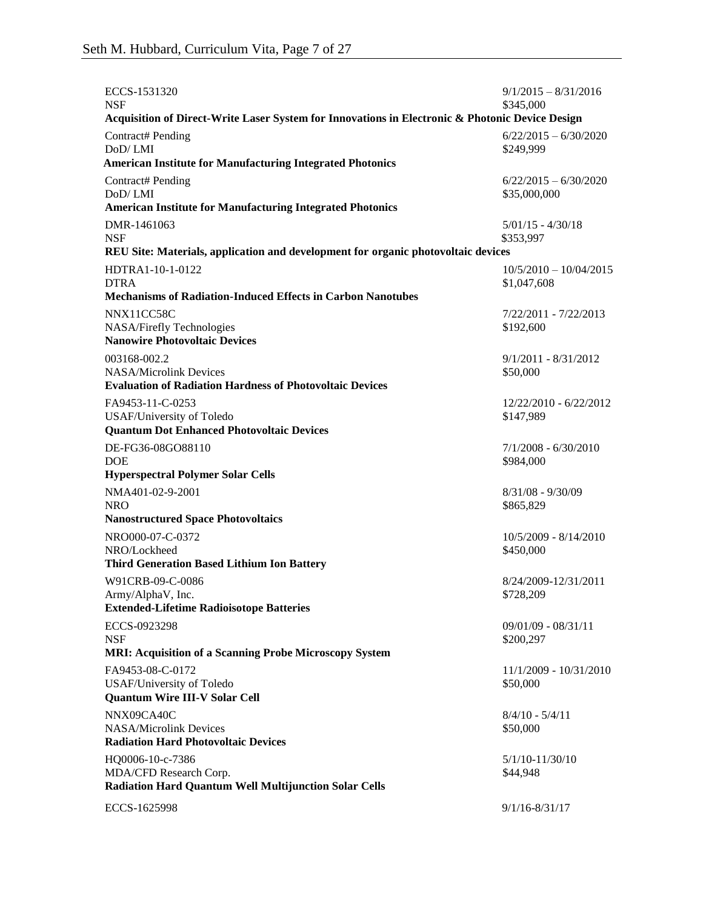ECCS-1531320 — 9/1/2015 – 8/31/2016
NSF — $345,000
**Acquisition of Direct-Write Laser System for Innovations in Electronic & Photonic Device Design**

Contract# Pending — 6/22/2015 – 6/30/2020
DoD/ LMI — $249,999
**American Institute for Manufacturing Integrated Photonics**

Contract# Pending — 6/22/2015 – 6/30/2020
DoD/ LMI — $35,000,000
**American Institute for Manufacturing Integrated Photonics**

DMR-1461063 — 5/01/15 - 4/30/18
NSF — $353,997
**REU Site: Materials, application and development for organic photovoltaic devices**

HDTRA1-10-1-0122 — 10/5/2010 – 10/04/2015
DTRA — $1,047,608
**Mechanisms of Radiation-Induced Effects in Carbon Nanotubes**

NNX11CC58C — 7/22/2011 - 7/22/2013
NASA/Firefly Technologies — $192,600
**Nanowire Photovoltaic Devices**

003168-002.2 — 9/1/2011 - 8/31/2012
NASA/Microlink Devices — $50,000
**Evaluation of Radiation Hardness of Photovoltaic Devices**

FA9453-11-C-0253 — 12/22/2010 - 6/22/2012
USAF/University of Toledo — $147,989
**Quantum Dot Enhanced Photovoltaic Devices**

DE-FG36-08GO88110 — 7/1/2008 - 6/30/2010
DOE — $984,000
**Hyperspectral Polymer Solar Cells**

NMA401-02-9-2001 — 8/31/08 - 9/30/09
NRO — $865,829
**Nanostructured Space Photovoltaics**

NRO000-07-C-0372 — 10/5/2009 - 8/14/2010
NRO/Lockheed — $450,000
**Third Generation Based Lithium Ion Battery**

W91CRB-09-C-0086 — 8/24/2009-12/31/2011
Army/AlphaV, Inc. — $728,209
**Extended-Lifetime Radioisotope Batteries**

ECCS-0923298 — 09/01/09 - 08/31/11
NSF — $200,297
**MRI: Acquisition of a Scanning Probe Microscopy System**

FA9453-08-C-0172 — 11/1/2009 - 10/31/2010
USAF/University of Toledo — $50,000
**Quantum Wire III-V Solar Cell**

NNX09CA40C — 8/4/10 - 5/4/11
NASA/Microlink Devices — $50,000
**Radiation Hard Photovoltaic Devices**

HQ0006-10-c-7386 — 5/1/10-11/30/10
MDA/CFD Research Corp. — $44,948
**Radiation Hard Quantum Well Multijunction Solar Cells**

ECCS-1625998 — 9/1/16-8/31/17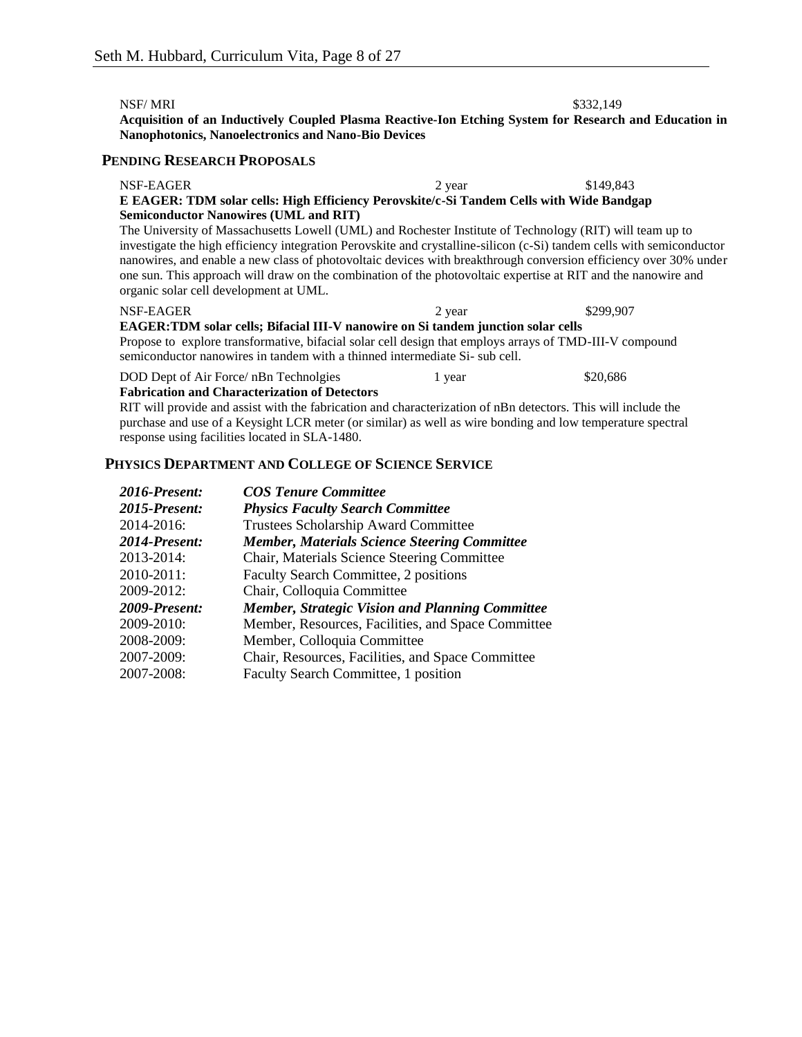NSF/ MRI $332,149

**Acquisition of an Inductively Coupled Plasma Reactive-Ion Etching System for Research and Education in Nanophotonics, Nanoelectronics and Nano-Bio Devices**

## PENDING RESEARCH PROPOSALS

NSF-EAGER 2 year $149,843

**E EAGER: TDM solar cells: High Efficiency Perovskite/c-Si Tandem Cells with Wide Bandgap Semiconductor Nanowires (UML and RIT)**

The University of Massachusetts Lowell (UML) and Rochester Institute of Technology (RIT) will team up to investigate the high efficiency integration Perovskite and crystalline-silicon (c-Si) tandem cells with semiconductor nanowires, and enable a new class of photovoltaic devices with breakthrough conversion efficiency over 30% under one sun. This approach will draw on the combination of the photovoltaic expertise at RIT and the nanowire and organic solar cell development at UML.

NSF-EAGER 2 year $299,907

**EAGER:TDM solar cells; Bifacial III-V nanowire on Si tandem junction solar cells**

Propose to explore transformative, bifacial solar cell design that employs arrays of TMD-III-V compound semiconductor nanowires in tandem with a thinned intermediate Si- sub cell.

DOD Dept of Air Force/ nBn Technolgies 1 year $20,686

**Fabrication and Characterization of Detectors**

RIT will provide and assist with the fabrication and characterization of nBn detectors. This will include the purchase and use of a Keysight LCR meter (or similar) as well as wire bonding and low temperature spectral response using facilities located in SLA-1480.

## PHYSICS DEPARTMENT AND COLLEGE OF SCIENCE SERVICE

***2016-Present:*** ***COS Tenure Committee***
***2015-Present:*** ***Physics Faculty Search Committee***
2014-2016: Trustees Scholarship Award Committee
***2014-Present:*** ***Member, Materials Science Steering Committee***
2013-2014: Chair, Materials Science Steering Committee
2010-2011: Faculty Search Committee, 2 positions
2009-2012: Chair, Colloquia Committee
***2009-Present:*** ***Member, Strategic Vision and Planning Committee***
2009-2010: Member, Resources, Facilities, and Space Committee
2008-2009: Member, Colloquia Committee
2007-2009: Chair, Resources, Facilities, and Space Committee
2007-2008: Faculty Search Committee, 1 position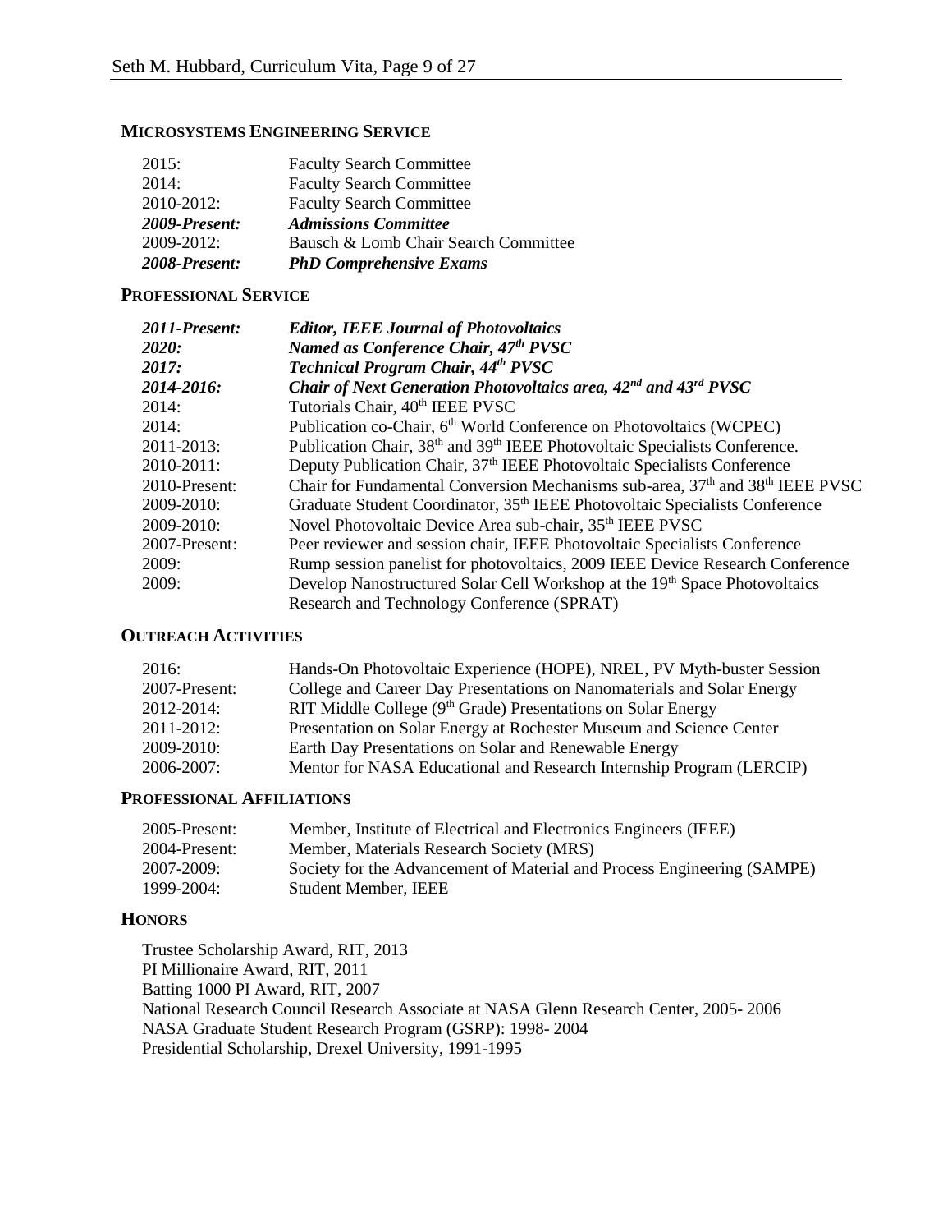## MICROSYSTEMS ENGINEERING SERVICE

| | |
|---|---|
| 2015: | Faculty Search Committee |
| 2014: | Faculty Search Committee |
| 2010-2012: | Faculty Search Committee |
| ***2009-Present:*** | ***Admissions Committee*** |
| 2009-2012: | Bausch & Lomb Chair Search Committee |
| ***2008-Present:*** | ***PhD Comprehensive Exams*** |

## PROFESSIONAL SERVICE

| | |
|---|---|
| ***2011-Present:*** | ***Editor, IEEE Journal of Photovoltaics*** |
| ***2020:*** | ***Named as Conference Chair, 47th PVSC*** |
| ***2017:*** | ***Technical Program Chair, 44th PVSC*** |
| ***2014-2016:*** | ***Chair of Next Generation Photovoltaics area, 42nd and 43rd PVSC*** |
| 2014: | Tutorials Chair, 40th IEEE PVSC |
| 2014: | Publication co-Chair, 6th World Conference on Photovoltaics (WCPEC) |
| 2011-2013: | Publication Chair, 38th and 39th IEEE Photovoltaic Specialists Conference. |
| 2010-2011: | Deputy Publication Chair, 37th IEEE Photovoltaic Specialists Conference |
| 2010-Present: | Chair for Fundamental Conversion Mechanisms sub-area, 37th and 38th IEEE PVSC |
| 2009-2010: | Graduate Student Coordinator, 35th IEEE Photovoltaic Specialists Conference |
| 2009-2010: | Novel Photovoltaic Device Area sub-chair, 35th IEEE PVSC |
| 2007-Present: | Peer reviewer and session chair, IEEE Photovoltaic Specialists Conference |
| 2009: | Rump session panelist for photovoltaics, 2009 IEEE Device Research Conference |
| 2009: | Develop Nanostructured Solar Cell Workshop at the 19th Space Photovoltaics Research and Technology Conference (SPRAT) |

## OUTREACH ACTIVITIES

| | |
|---|---|
| 2016: | Hands-On Photovoltaic Experience (HOPE), NREL, PV Myth-buster Session |
| 2007-Present: | College and Career Day Presentations on Nanomaterials and Solar Energy |
| 2012-2014: | RIT Middle College (9th Grade) Presentations on Solar Energy |
| 2011-2012: | Presentation on Solar Energy at Rochester Museum and Science Center |
| 2009-2010: | Earth Day Presentations on Solar and Renewable Energy |
| 2006-2007: | Mentor for NASA Educational and Research Internship Program (LERCIP) |

## PROFESSIONAL AFFILIATIONS

| | |
|---|---|
| 2005-Present: | Member, Institute of Electrical and Electronics Engineers (IEEE) |
| 2004-Present: | Member, Materials Research Society (MRS) |
| 2007-2009: | Society for the Advancement of Material and Process Engineering (SAMPE) |
| 1999-2004: | Student Member, IEEE |

## HONORS

Trustee Scholarship Award, RIT, 2013
PI Millionaire Award, RIT, 2011
Batting 1000 PI Award, RIT, 2007
National Research Council Research Associate at NASA Glenn Research Center, 2005- 2006
NASA Graduate Student Research Program (GSRP): 1998- 2004
Presidential Scholarship, Drexel University, 1991-1995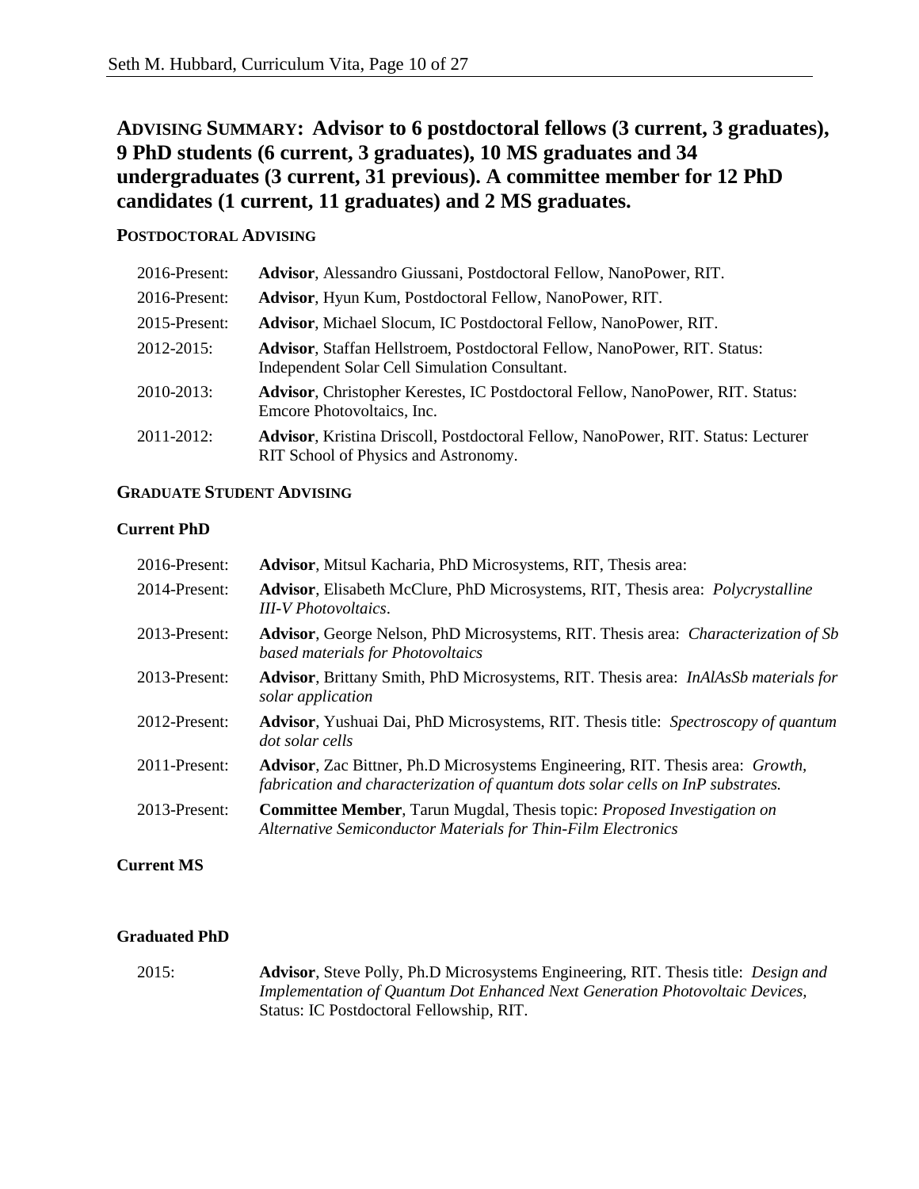## ADVISING SUMMARY: Advisor to 6 postdoctoral fellows (3 current, 3 graduates), 9 PhD students (6 current, 3 graduates), 10 MS graduates and 34 undergraduates (3 current, 31 previous). A committee member for 12 PhD candidates (1 current, 11 graduates) and 2 MS graduates.

### POSTDOCTORAL ADVISING

| | |
|---|---|
| 2016-Present: | **Advisor**, Alessandro Giussani, Postdoctoral Fellow, NanoPower, RIT. |
| 2016-Present: | **Advisor**, Hyun Kum, Postdoctoral Fellow, NanoPower, RIT. |
| 2015-Present: | **Advisor**, Michael Slocum, IC Postdoctoral Fellow, NanoPower, RIT. |
| 2012-2015: | **Advisor**, Staffan Hellstroem, Postdoctoral Fellow, NanoPower, RIT. Status: Independent Solar Cell Simulation Consultant. |
| 2010-2013: | **Advisor**, Christopher Kerestes, IC Postdoctoral Fellow, NanoPower, RIT. Status: Emcore Photovoltaics, Inc. |
| 2011-2012: | **Advisor**, Kristina Driscoll, Postdoctoral Fellow, NanoPower, RIT. Status: Lecturer RIT School of Physics and Astronomy. |

### GRADUATE STUDENT ADVISING

#### Current PhD

| | |
|---|---|
| 2016-Present: | **Advisor**, Mitsul Kacharia, PhD Microsystems, RIT, Thesis area: |
| 2014-Present: | **Advisor**, Elisabeth McClure, PhD Microsystems, RIT, Thesis area: *Polycrystalline III-V Photovoltaics*. |
| 2013-Present: | **Advisor**, George Nelson, PhD Microsystems, RIT. Thesis area: *Characterization of Sb based materials for Photovoltaics* |
| 2013-Present: | **Advisor**, Brittany Smith, PhD Microsystems, RIT. Thesis area: *InAlAsSb materials for solar application* |
| 2012-Present: | **Advisor**, Yushuai Dai, PhD Microsystems, RIT. Thesis title: *Spectroscopy of quantum dot solar cells* |
| 2011-Present: | **Advisor**, Zac Bittner, Ph.D Microsystems Engineering, RIT. Thesis area: *Growth, fabrication and characterization of quantum dots solar cells on InP substrates.* |
| 2013-Present: | **Committee Member**, Tarun Mugdal, Thesis topic: *Proposed Investigation on Alternative Semiconductor Materials for Thin-Film Electronics* |

#### Current MS

#### Graduated PhD

| | |
|---|---|
| 2015: | **Advisor**, Steve Polly, Ph.D Microsystems Engineering, RIT. Thesis title: *Design and Implementation of Quantum Dot Enhanced Next Generation Photovoltaic Devices,* Status: IC Postdoctoral Fellowship, RIT. |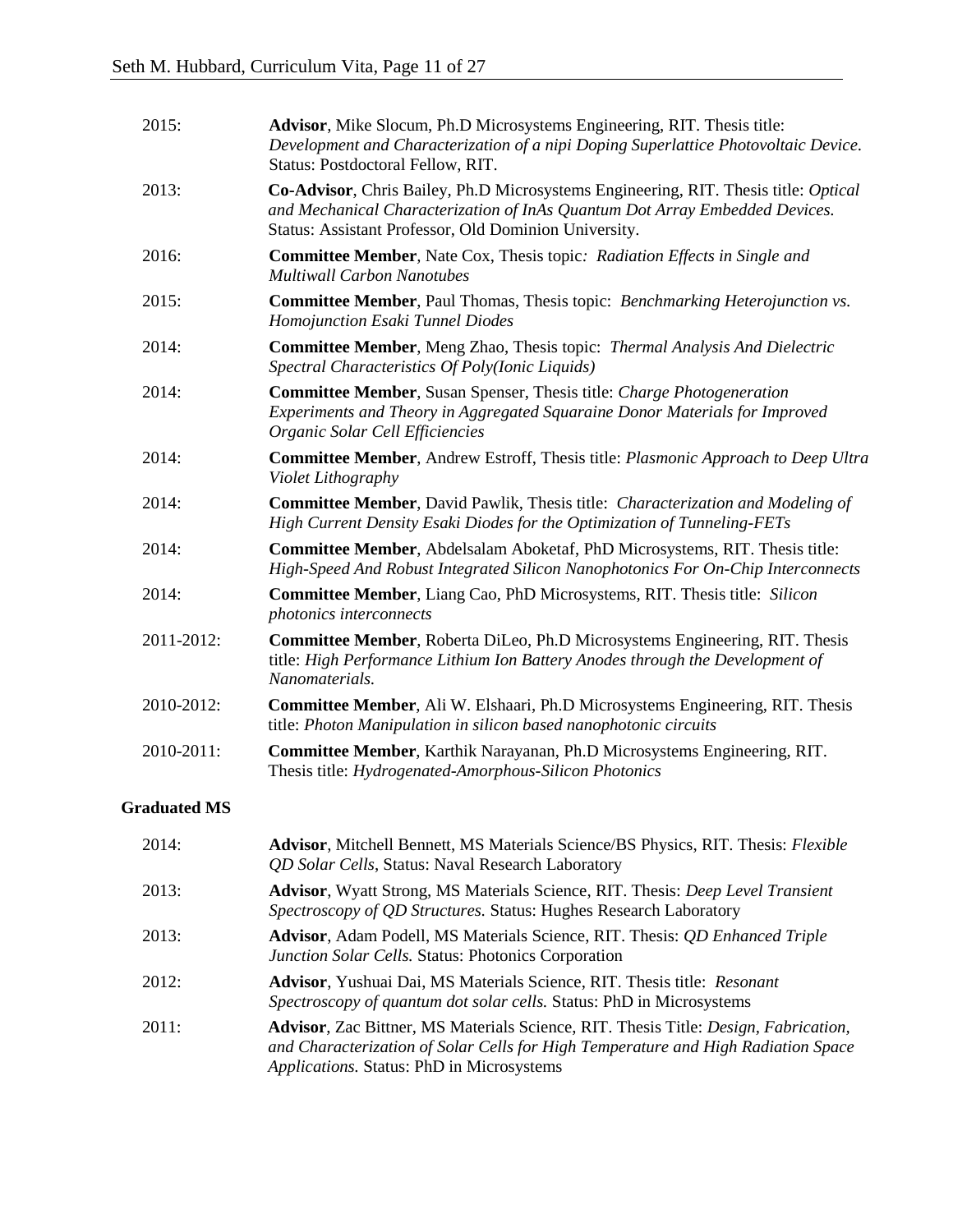| | |
|---|---|
| 2015: | **Advisor**, Mike Slocum, Ph.D Microsystems Engineering, RIT. Thesis title: *Development and Characterization of a nipi Doping Superlattice Photovoltaic Device*. Status: Postdoctoral Fellow, RIT. |
| 2013: | **Co-Advisor**, Chris Bailey, Ph.D Microsystems Engineering, RIT. Thesis title: *Optical and Mechanical Characterization of InAs Quantum Dot Array Embedded Devices.* Status: Assistant Professor, Old Dominion University. |
| 2016: | **Committee Member**, Nate Cox, Thesis topic*: Radiation Effects in Single and Multiwall Carbon Nanotubes* |
| 2015: | **Committee Member**, Paul Thomas, Thesis topic: *Benchmarking Heterojunction vs. Homojunction Esaki Tunnel Diodes* |
| 2014: | **Committee Member**, Meng Zhao, Thesis topic: *Thermal Analysis And Dielectric Spectral Characteristics Of Poly(Ionic Liquids)* |
| 2014: | **Committee Member**, Susan Spenser, Thesis title: *Charge Photogeneration Experiments and Theory in Aggregated Squaraine Donor Materials for Improved Organic Solar Cell Efficiencies* |
| 2014: | **Committee Member**, Andrew Estroff, Thesis title: *Plasmonic Approach to Deep Ultra Violet Lithography* |
| 2014: | **Committee Member**, David Pawlik, Thesis title: *Characterization and Modeling of High Current Density Esaki Diodes for the Optimization of Tunneling-FETs* |
| 2014: | **Committee Member**, Abdelsalam Aboketaf, PhD Microsystems, RIT. Thesis title: *High-Speed And Robust Integrated Silicon Nanophotonics For On-Chip Interconnects* |
| 2014: | **Committee Member**, Liang Cao, PhD Microsystems, RIT. Thesis title: *Silicon photonics interconnects* |
| 2011-2012: | **Committee Member**, Roberta DiLeo, Ph.D Microsystems Engineering, RIT. Thesis title: *High Performance Lithium Ion Battery Anodes through the Development of Nanomaterials.* |
| 2010-2012: | **Committee Member**, Ali W. Elshaari, Ph.D Microsystems Engineering, RIT. Thesis title: *Photon Manipulation in silicon based nanophotonic circuits* |
| 2010-2011: | **Committee Member**, Karthik Narayanan, Ph.D Microsystems Engineering, RIT. Thesis title: *Hydrogenated-Amorphous-Silicon Photonics* |

**Graduated MS**

| | |
|---|---|
| 2014: | **Advisor**, Mitchell Bennett, MS Materials Science/BS Physics, RIT. Thesis: *Flexible QD Solar Cells*, Status: Naval Research Laboratory |
| 2013: | **Advisor**, Wyatt Strong, MS Materials Science, RIT. Thesis: *Deep Level Transient Spectroscopy of QD Structures.* Status: Hughes Research Laboratory |
| 2013: | **Advisor**, Adam Podell, MS Materials Science, RIT. Thesis: *QD Enhanced Triple Junction Solar Cells.* Status: Photonics Corporation |
| 2012: | **Advisor**, Yushuai Dai, MS Materials Science, RIT. Thesis title: *Resonant Spectroscopy of quantum dot solar cells.* Status: PhD in Microsystems |
| 2011: | **Advisor**, Zac Bittner, MS Materials Science, RIT. Thesis Title: *Design, Fabrication, and Characterization of Solar Cells for High Temperature and High Radiation Space Applications.* Status: PhD in Microsystems |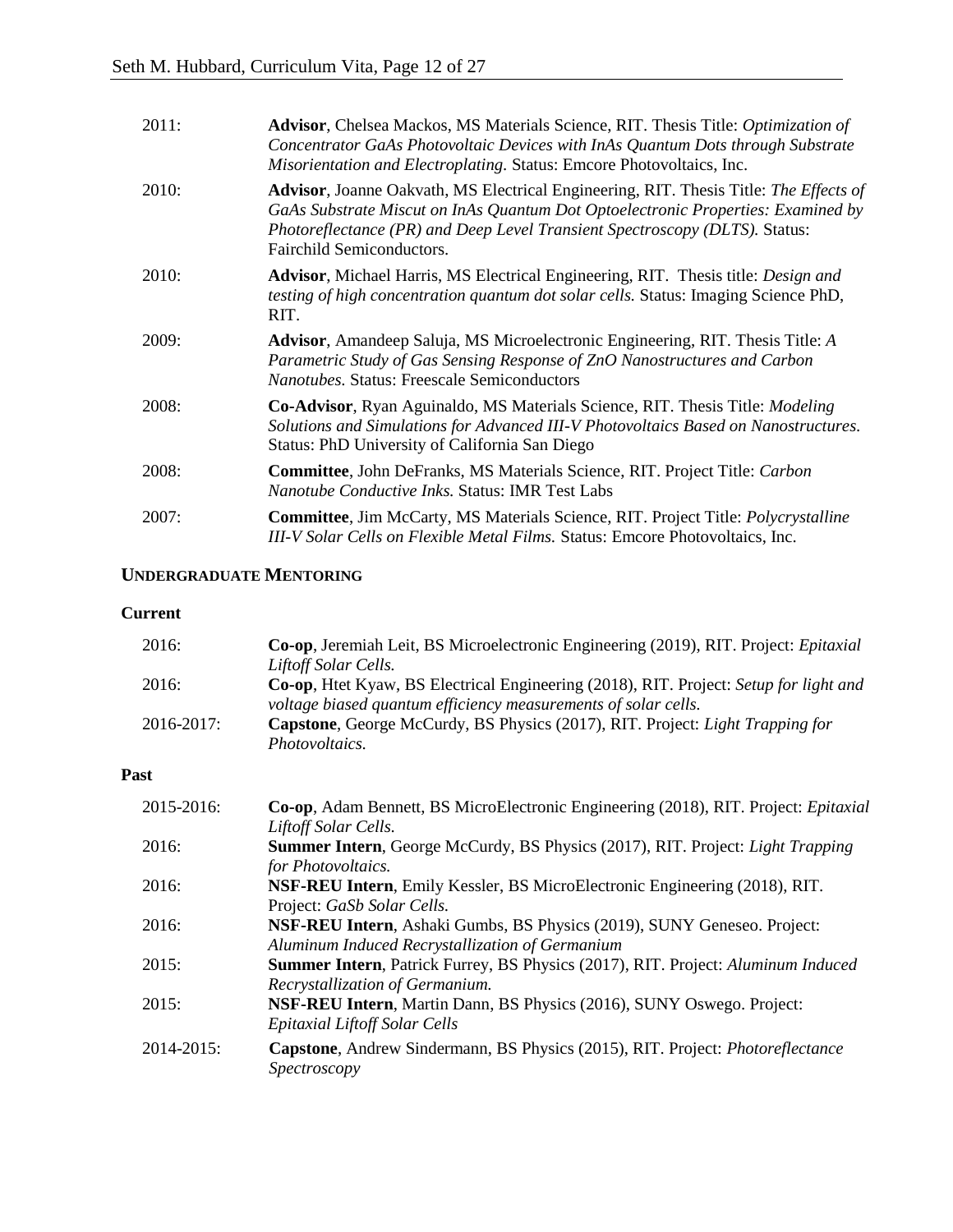2011: **Advisor**, Chelsea Mackos, MS Materials Science, RIT. Thesis Title: *Optimization of Concentrator GaAs Photovoltaic Devices with InAs Quantum Dots through Substrate Misorientation and Electroplating*. Status: Emcore Photovoltaics, Inc.

2010: **Advisor**, Joanne Oakvath, MS Electrical Engineering, RIT. Thesis Title: *The Effects of GaAs Substrate Miscut on InAs Quantum Dot Optoelectronic Properties: Examined by Photoreflectance (PR) and Deep Level Transient Spectroscopy (DLTS).* Status: Fairchild Semiconductors.

2010: **Advisor**, Michael Harris, MS Electrical Engineering, RIT. Thesis title: *Design and testing of high concentration quantum dot solar cells.* Status: Imaging Science PhD, RIT.

2009: **Advisor**, Amandeep Saluja, MS Microelectronic Engineering, RIT. Thesis Title: *A Parametric Study of Gas Sensing Response of ZnO Nanostructures and Carbon Nanotubes.* Status: Freescale Semiconductors

2008: **Co-Advisor**, Ryan Aguinaldo, MS Materials Science, RIT. Thesis Title: *Modeling Solutions and Simulations for Advanced III-V Photovoltaics Based on Nanostructures.* Status: PhD University of California San Diego

2008: **Committee**, John DeFranks, MS Materials Science, RIT. Project Title: *Carbon Nanotube Conductive Inks.* Status: IMR Test Labs

2007: **Committee**, Jim McCarty, MS Materials Science, RIT. Project Title: *Polycrystalline III-V Solar Cells on Flexible Metal Films.* Status: Emcore Photovoltaics, Inc.

## UNDERGRADUATE MENTORING

### Current

2016: **Co-op**, Jeremiah Leit, BS Microelectronic Engineering (2019), RIT. Project: *Epitaxial Liftoff Solar Cells.*

2016: **Co-op**, Htet Kyaw, BS Electrical Engineering (2018), RIT. Project: *Setup for light and voltage biased quantum efficiency measurements of solar cells.*

2016-2017: **Capstone**, George McCurdy, BS Physics (2017), RIT. Project: *Light Trapping for Photovoltaics.*

### Past

2015-2016: **Co-op**, Adam Bennett, BS MicroElectronic Engineering (2018), RIT. Project: *Epitaxial Liftoff Solar Cells.*

2016: **Summer Intern**, George McCurdy, BS Physics (2017), RIT. Project: *Light Trapping for Photovoltaics.*

2016: **NSF-REU Intern**, Emily Kessler, BS MicroElectronic Engineering (2018), RIT. Project: *GaSb Solar Cells.*

2016: **NSF-REU Intern**, Ashaki Gumbs, BS Physics (2019), SUNY Geneseo. Project: *Aluminum Induced Recrystallization of Germanium*

2015: **Summer Intern**, Patrick Furrey, BS Physics (2017), RIT. Project: *Aluminum Induced Recrystallization of Germanium.*

2015: **NSF-REU Intern**, Martin Dann, BS Physics (2016), SUNY Oswego. Project: *Epitaxial Liftoff Solar Cells*

2014-2015: **Capstone**, Andrew Sindermann, BS Physics (2015), RIT. Project: *Photoreflectance Spectroscopy*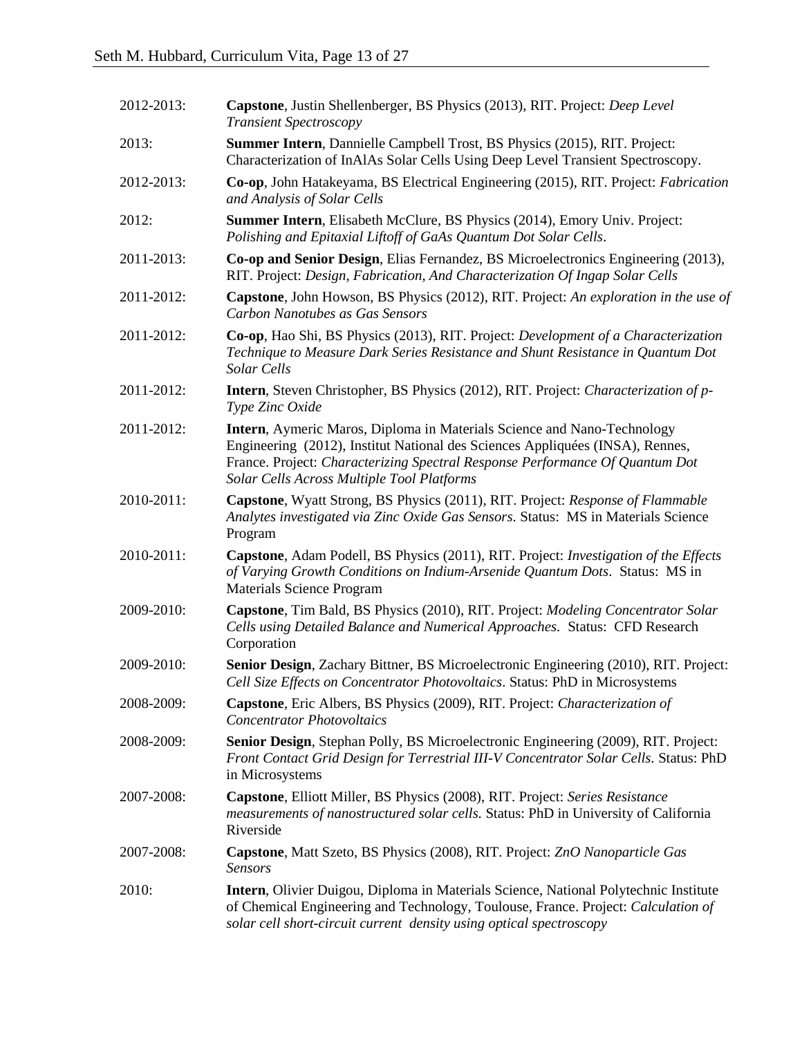2012-2013: **Capstone**, Justin Shellenberger, BS Physics (2013), RIT. Project: *Deep Level Transient Spectroscopy*

2013: **Summer Intern**, Dannielle Campbell Trost, BS Physics (2015), RIT. Project: Characterization of InAlAs Solar Cells Using Deep Level Transient Spectroscopy.

2012-2013: **Co-op**, John Hatakeyama, BS Electrical Engineering (2015), RIT. Project: *Fabrication and Analysis of Solar Cells*

2012: **Summer Intern**, Elisabeth McClure, BS Physics (2014), Emory Univ. Project: *Polishing and Epitaxial Liftoff of GaAs Quantum Dot Solar Cells*.

2011-2013: **Co-op and Senior Design**, Elias Fernandez, BS Microelectronics Engineering (2013), RIT. Project: *Design, Fabrication, And Characterization Of Ingap Solar Cells*

2011-2012: **Capstone**, John Howson, BS Physics (2012), RIT. Project: *An exploration in the use of Carbon Nanotubes as Gas Sensors*

2011-2012: **Co-op**, Hao Shi, BS Physics (2013), RIT. Project: *Development of a Characterization Technique to Measure Dark Series Resistance and Shunt Resistance in Quantum Dot Solar Cells*

2011-2012: **Intern**, Steven Christopher, BS Physics (2012), RIT. Project: *Characterization of p-Type Zinc Oxide*

2011-2012: **Intern**, Aymeric Maros, Diploma in Materials Science and Nano-Technology Engineering (2012), Institut National des Sciences Appliquées (INSA), Rennes, France. Project: *Characterizing Spectral Response Performance Of Quantum Dot Solar Cells Across Multiple Tool Platforms*

2010-2011: **Capstone**, Wyatt Strong, BS Physics (2011), RIT. Project: *Response of Flammable Analytes investigated via Zinc Oxide Gas Sensors*. Status: MS in Materials Science Program

2010-2011: **Capstone**, Adam Podell, BS Physics (2011), RIT. Project: *Investigation of the Effects of Varying Growth Conditions on Indium-Arsenide Quantum Dots*. Status: MS in Materials Science Program

2009-2010: **Capstone**, Tim Bald, BS Physics (2010), RIT. Project: *Modeling Concentrator Solar Cells using Detailed Balance and Numerical Approaches*. Status: CFD Research Corporation

2009-2010: **Senior Design**, Zachary Bittner, BS Microelectronic Engineering (2010), RIT. Project: *Cell Size Effects on Concentrator Photovoltaics*. Status: PhD in Microsystems

2008-2009: **Capstone**, Eric Albers, BS Physics (2009), RIT. Project: *Characterization of Concentrator Photovoltaics*

2008-2009: **Senior Design**, Stephan Polly, BS Microelectronic Engineering (2009), RIT. Project: *Front Contact Grid Design for Terrestrial III-V Concentrator Solar Cells.* Status: PhD in Microsystems

2007-2008: **Capstone**, Elliott Miller, BS Physics (2008), RIT. Project: *Series Resistance measurements of nanostructured solar cells.* Status: PhD in University of California Riverside

2007-2008: **Capstone**, Matt Szeto, BS Physics (2008), RIT. Project: *ZnO Nanoparticle Gas Sensors*

2010: **Intern**, Olivier Duigou, Diploma in Materials Science, National Polytechnic Institute of Chemical Engineering and Technology, Toulouse, France. Project: *Calculation of solar cell short-circuit current density using optical spectroscopy*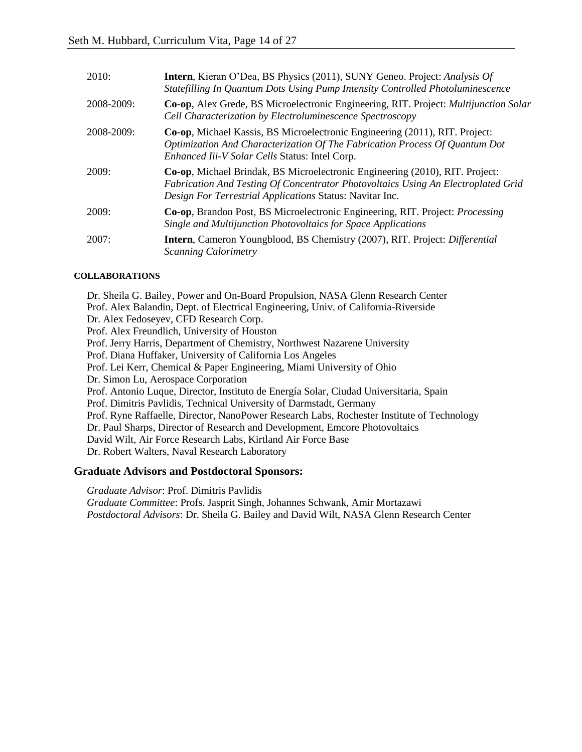2010: **Intern**, Kieran O'Dea, BS Physics (2011), SUNY Geneo. Project: *Analysis Of Statefilling In Quantum Dots Using Pump Intensity Controlled Photoluminescence*

2008-2009: **Co-op**, Alex Grede, BS Microelectronic Engineering, RIT. Project: *Multijunction Solar Cell Characterization by Electroluminescence Spectroscopy*

2008-2009: **Co-op**, Michael Kassis, BS Microelectronic Engineering (2011), RIT. Project: *Optimization And Characterization Of The Fabrication Process Of Quantum Dot Enhanced Iii-V Solar Cells* Status: Intel Corp.

2009: **Co-op**, Michael Brindak, BS Microelectronic Engineering (2010), RIT. Project: *Fabrication And Testing Of Concentrator Photovoltaics Using An Electroplated Grid Design For Terrestrial Applications* Status: Navitar Inc.

2009: **Co-op**, Brandon Post, BS Microelectronic Engineering, RIT. Project: *Processing Single and Multijunction Photovoltaics for Space Applications*

2007: **Intern**, Cameron Youngblood, BS Chemistry (2007), RIT. Project: *Differential Scanning Calorimetry*

#### COLLABORATIONS

Dr. Sheila G. Bailey, Power and On-Board Propulsion, NASA Glenn Research Center
Prof. Alex Balandin, Dept. of Electrical Engineering, Univ. of California-Riverside
Dr. Alex Fedoseyev, CFD Research Corp.
Prof. Alex Freundlich, University of Houston
Prof. Jerry Harris, Department of Chemistry, Northwest Nazarene University
Prof. Diana Huffaker, University of California Los Angeles
Prof. Lei Kerr, Chemical & Paper Engineering, Miami University of Ohio
Dr. Simon Lu, Aerospace Corporation
Prof. Antonio Luque, Director, Instituto de Energía Solar, Ciudad Universitaria, Spain
Prof. Dimitris Pavlidis, Technical University of Darmstadt, Germany
Prof. Ryne Raffaelle, Director, NanoPower Research Labs, Rochester Institute of Technology
Dr. Paul Sharps, Director of Research and Development, Emcore Photovoltaics
David Wilt, Air Force Research Labs, Kirtland Air Force Base
Dr. Robert Walters, Naval Research Laboratory

### Graduate Advisors and Postdoctoral Sponsors:

*Graduate Advisor*: Prof. Dimitris Pavlidis
*Graduate Committee*: Profs. Jasprit Singh, Johannes Schwank, Amir Mortazawi
*Postdoctoral Advisors*: Dr. Sheila G. Bailey and David Wilt, NASA Glenn Research Center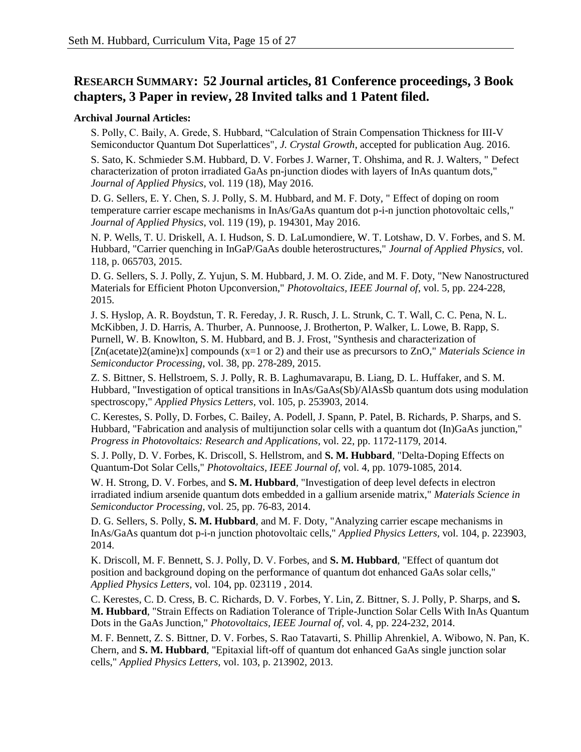## RESEARCH SUMMARY: 52 Journal articles, 81 Conference proceedings, 3 Book chapters, 3 Paper in review, 28 Invited talks and 1 Patent filed.

**Archival Journal Articles:**

S. Polly, C. Baily, A. Grede, S. Hubbard, "Calculation of Strain Compensation Thickness for III-V Semiconductor Quantum Dot Superlattices", *J. Crystal Growth*, accepted for publication Aug. 2016.

S. Sato, K. Schmieder S.M. Hubbard, D. V. Forbes J. Warner, T. Ohshima, and R. J. Walters, " Defect characterization of proton irradiated GaAs pn-junction diodes with layers of InAs quantum dots," *Journal of Applied Physics*, vol. 119 (18), May 2016.

D. G. Sellers, E. Y. Chen, S. J. Polly, S. M. Hubbard, and M. F. Doty, " Effect of doping on room temperature carrier escape mechanisms in InAs/GaAs quantum dot p-i-n junction photovoltaic cells," *Journal of Applied Physics*, vol. 119 (19), p. 194301, May 2016.

N. P. Wells, T. U. Driskell, A. I. Hudson, S. D. LaLumondiere, W. T. Lotshaw, D. V. Forbes, and S. M. Hubbard, "Carrier quenching in InGaP/GaAs double heterostructures," *Journal of Applied Physics*, vol. 118, p. 065703, 2015.

D. G. Sellers, S. J. Polly, Z. Yujun, S. M. Hubbard, J. M. O. Zide, and M. F. Doty, "New Nanostructured Materials for Efficient Photon Upconversion," *Photovoltaics, IEEE Journal of*, vol. 5, pp. 224-228, 2015.

J. S. Hyslop, A. R. Boydstun, T. R. Fereday, J. R. Rusch, J. L. Strunk, C. T. Wall, C. C. Pena, N. L. McKibben, J. D. Harris, A. Thurber, A. Punnoose, J. Brotherton, P. Walker, L. Lowe, B. Rapp, S. Purnell, W. B. Knowlton, S. M. Hubbard, and B. J. Frost, "Synthesis and characterization of [Zn(acetate)2(amine)x] compounds (x=1 or 2) and their use as precursors to ZnO," *Materials Science in Semiconductor Processing*, vol. 38, pp. 278-289, 2015.

Z. S. Bittner, S. Hellstroem, S. J. Polly, R. B. Laghumavarapu, B. Liang, D. L. Huffaker, and S. M. Hubbard, "Investigation of optical transitions in InAs/GaAs(Sb)/AlAsSb quantum dots using modulation spectroscopy," *Applied Physics Letters*, vol. 105, p. 253903, 2014.

C. Kerestes, S. Polly, D. Forbes, C. Bailey, A. Podell, J. Spann, P. Patel, B. Richards, P. Sharps, and S. Hubbard, "Fabrication and analysis of multijunction solar cells with a quantum dot (In)GaAs junction," *Progress in Photovoltaics: Research and Applications*, vol. 22, pp. 1172-1179, 2014.

S. J. Polly, D. V. Forbes, K. Driscoll, S. Hellstrom, and **S. M. Hubbard**, "Delta-Doping Effects on Quantum-Dot Solar Cells," *Photovoltaics, IEEE Journal of*, vol. 4, pp. 1079-1085, 2014.

W. H. Strong, D. V. Forbes, and **S. M. Hubbard**, "Investigation of deep level defects in electron irradiated indium arsenide quantum dots embedded in a gallium arsenide matrix," *Materials Science in Semiconductor Processing*, vol. 25, pp. 76-83, 2014.

D. G. Sellers, S. Polly, **S. M. Hubbard**, and M. F. Doty, "Analyzing carrier escape mechanisms in InAs/GaAs quantum dot p-i-n junction photovoltaic cells," *Applied Physics Letters*, vol. 104, p. 223903, 2014.

K. Driscoll, M. F. Bennett, S. J. Polly, D. V. Forbes, and **S. M. Hubbard**, "Effect of quantum dot position and background doping on the performance of quantum dot enhanced GaAs solar cells," *Applied Physics Letters*, vol. 104, pp. 023119 , 2014.

C. Kerestes, C. D. Cress, B. C. Richards, D. V. Forbes, Y. Lin, Z. Bittner, S. J. Polly, P. Sharps, and **S. M. Hubbard**, "Strain Effects on Radiation Tolerance of Triple-Junction Solar Cells With InAs Quantum Dots in the GaAs Junction," *Photovoltaics, IEEE Journal of*, vol. 4, pp. 224-232, 2014.

M. F. Bennett, Z. S. Bittner, D. V. Forbes, S. Rao Tatavarti, S. Phillip Ahrenkiel, A. Wibowo, N. Pan, K. Chern, and **S. M. Hubbard**, "Epitaxial lift-off of quantum dot enhanced GaAs single junction solar cells," *Applied Physics Letters*, vol. 103, p. 213902, 2013.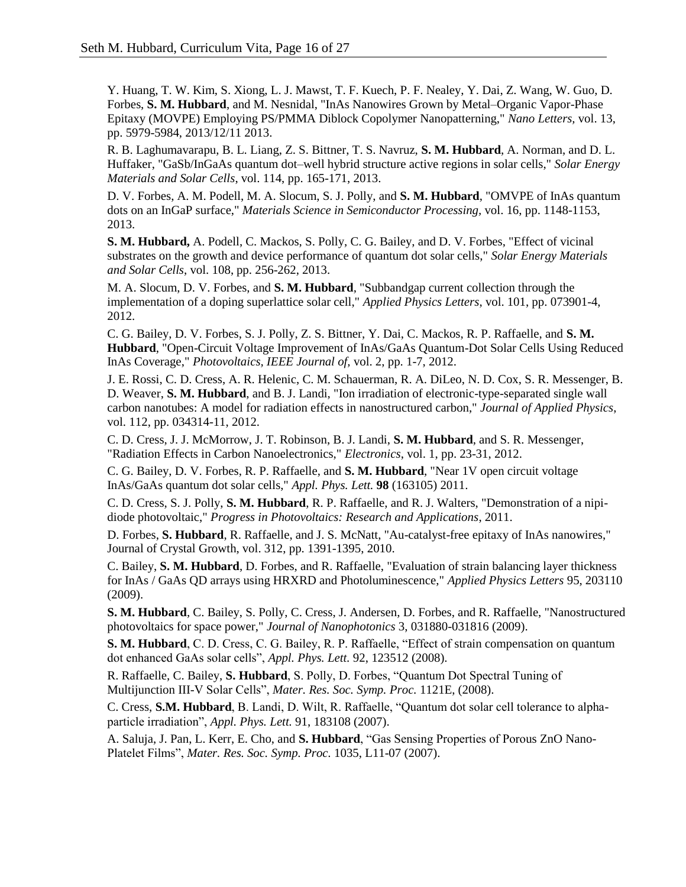Y. Huang, T. W. Kim, S. Xiong, L. J. Mawst, T. F. Kuech, P. F. Nealey, Y. Dai, Z. Wang, W. Guo, D. Forbes, **S. M. Hubbard**, and M. Nesnidal, "InAs Nanowires Grown by Metal–Organic Vapor-Phase Epitaxy (MOVPE) Employing PS/PMMA Diblock Copolymer Nanopatterning," *Nano Letters*, vol. 13, pp. 5979-5984, 2013/12/11 2013.

R. B. Laghumavarapu, B. L. Liang, Z. S. Bittner, T. S. Navruz, **S. M. Hubbard**, A. Norman, and D. L. Huffaker, "GaSb/InGaAs quantum dot–well hybrid structure active regions in solar cells," *Solar Energy Materials and Solar Cells*, vol. 114, pp. 165-171, 2013.

D. V. Forbes, A. M. Podell, M. A. Slocum, S. J. Polly, and **S. M. Hubbard**, "OMVPE of InAs quantum dots on an InGaP surface," *Materials Science in Semiconductor Processing*, vol. 16, pp. 1148-1153, 2013.

**S. M. Hubbard,** A. Podell, C. Mackos, S. Polly, C. G. Bailey, and D. V. Forbes, "Effect of vicinal substrates on the growth and device performance of quantum dot solar cells," *Solar Energy Materials and Solar Cells*, vol. 108, pp. 256-262, 2013.

M. A. Slocum, D. V. Forbes, and **S. M. Hubbard**, "Subbandgap current collection through the implementation of a doping superlattice solar cell," *Applied Physics Letters*, vol. 101, pp. 073901-4, 2012.

C. G. Bailey, D. V. Forbes, S. J. Polly, Z. S. Bittner, Y. Dai, C. Mackos, R. P. Raffaelle, and **S. M. Hubbard**, "Open-Circuit Voltage Improvement of InAs/GaAs Quantum-Dot Solar Cells Using Reduced InAs Coverage," *Photovoltaics, IEEE Journal of,* vol. 2, pp. 1-7, 2012.

J. E. Rossi, C. D. Cress, A. R. Helenic, C. M. Schauerman, R. A. DiLeo, N. D. Cox, S. R. Messenger, B. D. Weaver, **S. M. Hubbard**, and B. J. Landi, "Ion irradiation of electronic-type-separated single wall carbon nanotubes: A model for radiation effects in nanostructured carbon," *Journal of Applied Physics*, vol. 112, pp. 034314-11, 2012.

C. D. Cress, J. J. McMorrow, J. T. Robinson, B. J. Landi, **S. M. Hubbard**, and S. R. Messenger, "Radiation Effects in Carbon Nanoelectronics," *Electronics*, vol. 1, pp. 23-31, 2012.

C. G. Bailey, D. V. Forbes, R. P. Raffaelle, and **S. M. Hubbard**, "Near 1V open circuit voltage InAs/GaAs quantum dot solar cells," *Appl. Phys. Lett.* **98** (163105) 2011.

C. D. Cress, S. J. Polly, **S. M. Hubbard**, R. P. Raffaelle, and R. J. Walters, "Demonstration of a nipi-diode photovoltaic," *Progress in Photovoltaics: Research and Applications*, 2011.

D. Forbes, **S. Hubbard**, R. Raffaelle, and J. S. McNatt, "Au-catalyst-free epitaxy of InAs nanowires," Journal of Crystal Growth, vol. 312, pp. 1391-1395, 2010.

C. Bailey, **S. M. Hubbard**, D. Forbes, and R. Raffaelle, "Evaluation of strain balancing layer thickness for InAs / GaAs QD arrays using HRXRD and Photoluminescence," *Applied Physics Letters* 95, 203110 (2009).

**S. M. Hubbard**, C. Bailey, S. Polly, C. Cress, J. Andersen, D. Forbes, and R. Raffaelle, "Nanostructured photovoltaics for space power," *Journal of Nanophotonics* 3, 031880-031816 (2009).

**S. M. Hubbard**, C. D. Cress, C. G. Bailey, R. P. Raffaelle, "Effect of strain compensation on quantum dot enhanced GaAs solar cells", *Appl. Phys. Lett.* 92, 123512 (2008).

R. Raffaelle, C. Bailey, **S. Hubbard**, S. Polly, D. Forbes, "Quantum Dot Spectral Tuning of Multijunction III-V Solar Cells", *Mater. Res. Soc. Symp. Proc.* 1121E, (2008).

C. Cress, **S.M. Hubbard**, B. Landi, D. Wilt, R. Raffaelle, "Quantum dot solar cell tolerance to alpha-particle irradiation", *Appl. Phys. Lett.* 91, 183108 (2007).

A. Saluja, J. Pan, L. Kerr, E. Cho, and **S. Hubbard**, "Gas Sensing Properties of Porous ZnO Nano-Platelet Films", *Mater. Res. Soc. Symp. Proc*. 1035, L11-07 (2007).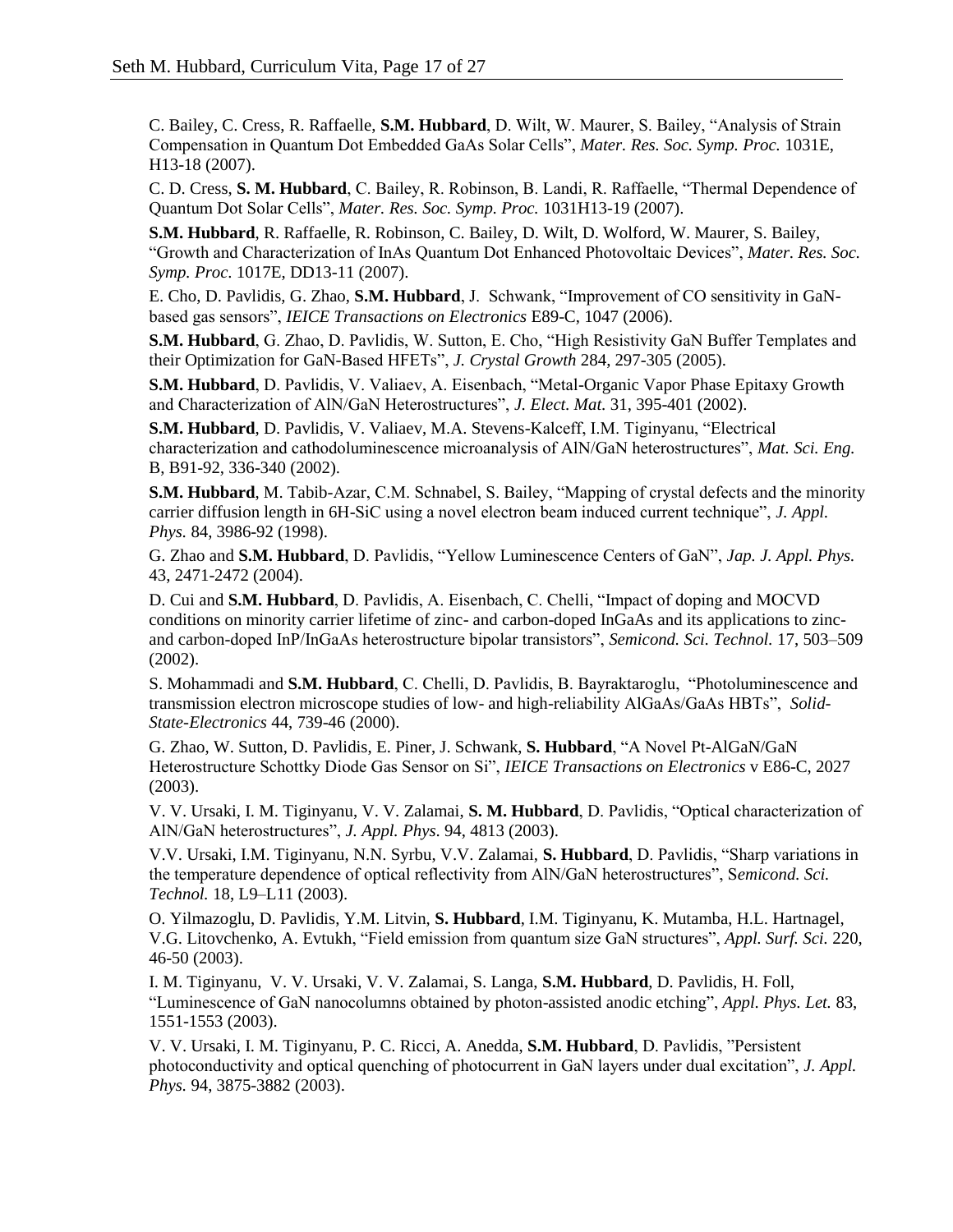C. Bailey, C. Cress, R. Raffaelle, **S.M. Hubbard**, D. Wilt, W. Maurer, S. Bailey, "Analysis of Strain Compensation in Quantum Dot Embedded GaAs Solar Cells", *Mater. Res. Soc. Symp. Proc.* 1031E, H13-18 (2007).

C. D. Cress, **S. M. Hubbard**, C. Bailey, R. Robinson, B. Landi, R. Raffaelle, "Thermal Dependence of Quantum Dot Solar Cells", *Mater. Res. Soc. Symp. Proc.* 1031H13-19 (2007).

**S.M. Hubbard**, R. Raffaelle, R. Robinson, C. Bailey, D. Wilt, D. Wolford, W. Maurer, S. Bailey, "Growth and Characterization of InAs Quantum Dot Enhanced Photovoltaic Devices", *Mater. Res. Soc. Symp. Proc.* 1017E, DD13-11 (2007).

E. Cho, D. Pavlidis, G. Zhao, **S.M. Hubbard**, J. Schwank, "Improvement of CO sensitivity in GaN-based gas sensors", *IEICE Transactions on Electronics* E89-C, 1047 (2006).

**S.M. Hubbard**, G. Zhao, D. Pavlidis, W. Sutton, E. Cho, "High Resistivity GaN Buffer Templates and their Optimization for GaN-Based HFETs", *J. Crystal Growth* 284, 297-305 (2005).

**S.M. Hubbard**, D. Pavlidis, V. Valiaev, A. Eisenbach, "Metal-Organic Vapor Phase Epitaxy Growth and Characterization of AlN/GaN Heterostructures", *J. Elect. Mat.* 31, 395-401 (2002).

**S.M. Hubbard**, D. Pavlidis, V. Valiaev, M.A. Stevens-Kalceff, I.M. Tiginyanu, "Electrical characterization and cathodoluminescence microanalysis of AlN/GaN heterostructures", *Mat. Sci. Eng.* B, B91-92, 336-340 (2002).

**S.M. Hubbard**, M. Tabib-Azar, C.M. Schnabel, S. Bailey, "Mapping of crystal defects and the minority carrier diffusion length in 6H-SiC using a novel electron beam induced current technique", *J. Appl. Phys.* 84, 3986-92 (1998).

G. Zhao and **S.M. Hubbard**, D. Pavlidis, "Yellow Luminescence Centers of GaN", *Jap. J. Appl. Phys.* 43, 2471-2472 (2004).

D. Cui and **S.M. Hubbard**, D. Pavlidis, A. Eisenbach, C. Chelli, "Impact of doping and MOCVD conditions on minority carrier lifetime of zinc- and carbon-doped InGaAs and its applications to zinc- and carbon-doped InP/InGaAs heterostructure bipolar transistors", *Semicond. Sci. Technol.* 17, 503–509 (2002).

S. Mohammadi and **S.M. Hubbard**, C. Chelli, D. Pavlidis, B. Bayraktaroglu, "Photoluminescence and transmission electron microscope studies of low- and high-reliability AlGaAs/GaAs HBTs", *Solid-State-Electronics* 44, 739-46 (2000).

G. Zhao, W. Sutton, D. Pavlidis, E. Piner, J. Schwank, **S. Hubbard**, "A Novel Pt-AlGaN/GaN Heterostructure Schottky Diode Gas Sensor on Si", *IEICE Transactions on Electronics* v E86-C, 2027 (2003).

V. V. Ursaki, I. M. Tiginyanu, V. V. Zalamai, **S. M. Hubbard**, D. Pavlidis, "Optical characterization of AlN/GaN heterostructures", *J. Appl. Phys.* 94, 4813 (2003).

V.V. Ursaki, I.M. Tiginyanu, N.N. Syrbu, V.V. Zalamai, **S. Hubbard**, D. Pavlidis, "Sharp variations in the temperature dependence of optical reflectivity from AlN/GaN heterostructures", *Semicond. Sci. Technol.* 18, L9–L11 (2003).

O. Yilmazoglu, D. Pavlidis, Y.M. Litvin, **S. Hubbard**, I.M. Tiginyanu, K. Mutamba, H.L. Hartnagel, V.G. Litovchenko, A. Evtukh, "Field emission from quantum size GaN structures", *Appl. Surf. Sci.* 220, 46-50 (2003).

I. M. Tiginyanu, V. V. Ursaki, V. V. Zalamai, S. Langa, **S.M. Hubbard**, D. Pavlidis, H. Foll, "Luminescence of GaN nanocolumns obtained by photon-assisted anodic etching", *Appl. Phys. Let.* 83, 1551-1553 (2003).

V. V. Ursaki, I. M. Tiginyanu, P. C. Ricci, A. Anedda, **S.M. Hubbard**, D. Pavlidis, "Persistent photoconductivity and optical quenching of photocurrent in GaN layers under dual excitation", *J. Appl. Phys.* 94, 3875-3882 (2003).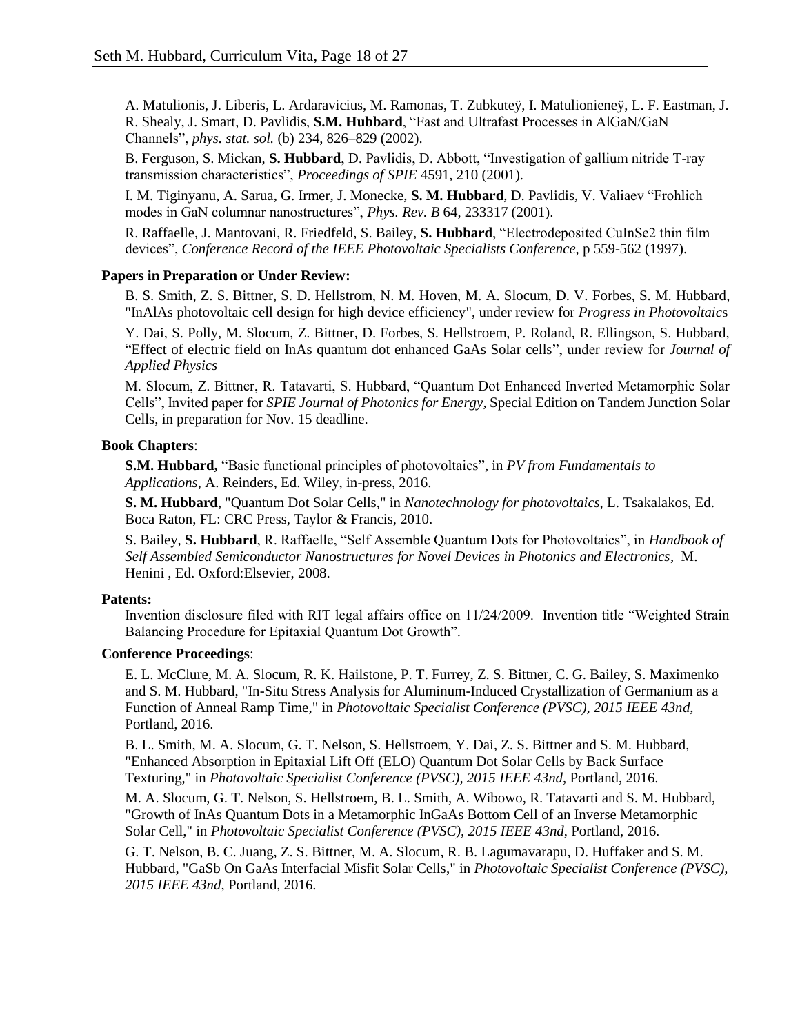A. Matulionis, J. Liberis, L. Ardaravicius, M. Ramonas, T. Zubkuteÿ, I. Matulionieneÿ, L. F. Eastman, J. R. Shealy, J. Smart, D. Pavlidis, **S.M. Hubbard**, "Fast and Ultrafast Processes in AlGaN/GaN Channels", *phys. stat. sol.* (b) 234, 826–829 (2002).

B. Ferguson, S. Mickan, **S. Hubbard**, D. Pavlidis, D. Abbott, "Investigation of gallium nitride T-ray transmission characteristics", *Proceedings of SPIE* 4591, 210 (2001).

I. M. Tiginyanu, A. Sarua, G. Irmer, J. Monecke, **S. M. Hubbard**, D. Pavlidis, V. Valiaev "Frohlich modes in GaN columnar nanostructures", *Phys. Rev. B* 64, 233317 (2001).

R. Raffaelle, J. Mantovani, R. Friedfeld, S. Bailey, **S. Hubbard**, "Electrodeposited CuInSe2 thin film devices", *Conference Record of the IEEE Photovoltaic Specialists Conference*, p 559-562 (1997).

**Papers in Preparation or Under Review:**

B. S. Smith, Z. S. Bittner, S. D. Hellstrom, N. M. Hoven, M. A. Slocum, D. V. Forbes, S. M. Hubbard, "InAlAs photovoltaic cell design for high device efficiency", under review for *Progress in Photovoltaics*

Y. Dai, S. Polly, M. Slocum, Z. Bittner, D. Forbes, S. Hellstroem, P. Roland, R. Ellingson, S. Hubbard, "Effect of electric field on InAs quantum dot enhanced GaAs Solar cells", under review for *Journal of Applied Physics*

M. Slocum, Z. Bittner, R. Tatavarti, S. Hubbard, "Quantum Dot Enhanced Inverted Metamorphic Solar Cells", Invited paper for *SPIE Journal of Photonics for Energy*, Special Edition on Tandem Junction Solar Cells, in preparation for Nov. 15 deadline.

**Book Chapters**:

**S.M. Hubbard,** "Basic functional principles of photovoltaics", in *PV from Fundamentals to Applications*, A. Reinders, Ed. Wiley, in-press, 2016.

**S. M. Hubbard**, "Quantum Dot Solar Cells," in *Nanotechnology for photovoltaics*, L. Tsakalakos, Ed. Boca Raton, FL: CRC Press, Taylor & Francis, 2010.

S. Bailey, **S. Hubbard**, R. Raffaelle, "Self Assemble Quantum Dots for Photovoltaics", in *Handbook of Self Assembled Semiconductor Nanostructures for Novel Devices in Photonics and Electronics*, M. Henini , Ed. Oxford:Elsevier, 2008.

**Patents:**

Invention disclosure filed with RIT legal affairs office on 11/24/2009. Invention title "Weighted Strain Balancing Procedure for Epitaxial Quantum Dot Growth".

**Conference Proceedings**:

E. L. McClure, M. A. Slocum, R. K. Hailstone, P. T. Furrey, Z. S. Bittner, C. G. Bailey, S. Maximenko and S. M. Hubbard, "In-Situ Stress Analysis for Aluminum-Induced Crystallization of Germanium as a Function of Anneal Ramp Time," in *Photovoltaic Specialist Conference (PVSC), 2015 IEEE 43nd*, Portland, 2016.

B. L. Smith, M. A. Slocum, G. T. Nelson, S. Hellstroem, Y. Dai, Z. S. Bittner and S. M. Hubbard, "Enhanced Absorption in Epitaxial Lift Off (ELO) Quantum Dot Solar Cells by Back Surface Texturing," in *Photovoltaic Specialist Conference (PVSC), 2015 IEEE 43nd*, Portland, 2016.

M. A. Slocum, G. T. Nelson, S. Hellstroem, B. L. Smith, A. Wibowo, R. Tatavarti and S. M. Hubbard, "Growth of InAs Quantum Dots in a Metamorphic InGaAs Bottom Cell of an Inverse Metamorphic Solar Cell," in *Photovoltaic Specialist Conference (PVSC), 2015 IEEE 43nd*, Portland, 2016.

G. T. Nelson, B. C. Juang, Z. S. Bittner, M. A. Slocum, R. B. Lagumavarapu, D. Huffaker and S. M. Hubbard, "GaSb On GaAs Interfacial Misfit Solar Cells," in *Photovoltaic Specialist Conference (PVSC), 2015 IEEE 43nd*, Portland, 2016.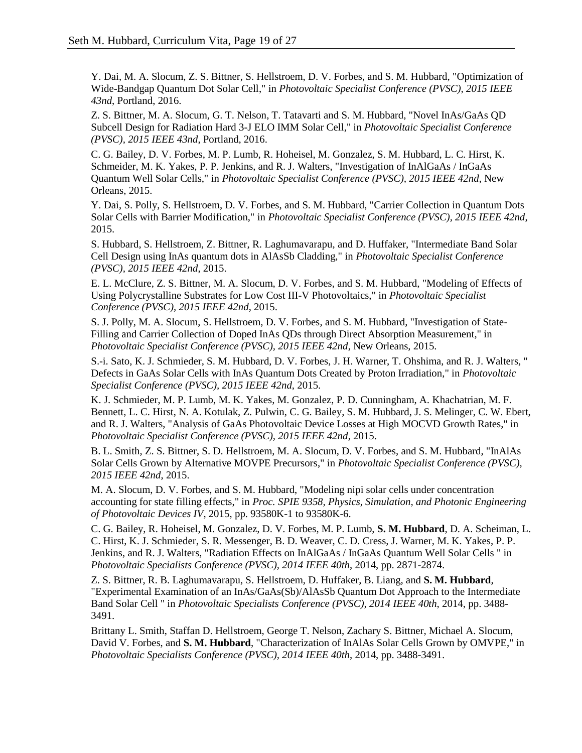Y. Dai, M. A. Slocum, Z. S. Bittner, S. Hellstroem, D. V. Forbes, and S. M. Hubbard, "Optimization of Wide-Bandgap Quantum Dot Solar Cell," in *Photovoltaic Specialist Conference (PVSC), 2015 IEEE 43nd*, Portland, 2016.

Z. S. Bittner, M. A. Slocum, G. T. Nelson, T. Tatavarti and S. M. Hubbard, "Novel InAs/GaAs QD Subcell Design for Radiation Hard 3-J ELO IMM Solar Cell," in *Photovoltaic Specialist Conference (PVSC), 2015 IEEE 43nd*, Portland, 2016.

C. G. Bailey, D. V. Forbes, M. P. Lumb, R. Hoheisel, M. Gonzalez, S. M. Hubbard, L. C. Hirst, K. Schmeider, M. K. Yakes, P. P. Jenkins, and R. J. Walters, "Investigation of InAlGaAs / InGaAs Quantum Well Solar Cells," in *Photovoltaic Specialist Conference (PVSC), 2015 IEEE 42nd*, New Orleans, 2015.

Y. Dai, S. Polly, S. Hellstroem, D. V. Forbes, and S. M. Hubbard, "Carrier Collection in Quantum Dots Solar Cells with Barrier Modification," in *Photovoltaic Specialist Conference (PVSC), 2015 IEEE 42nd*, 2015.

S. Hubbard, S. Hellstroem, Z. Bittner, R. Laghumavarapu, and D. Huffaker, "Intermediate Band Solar Cell Design using InAs quantum dots in AlAsSb Cladding," in *Photovoltaic Specialist Conference (PVSC), 2015 IEEE 42nd*, 2015.

E. L. McClure, Z. S. Bittner, M. A. Slocum, D. V. Forbes, and S. M. Hubbard, "Modeling of Effects of Using Polycrystalline Substrates for Low Cost III-V Photovoltaics," in *Photovoltaic Specialist Conference (PVSC), 2015 IEEE 42nd*, 2015.

S. J. Polly, M. A. Slocum, S. Hellstroem, D. V. Forbes, and S. M. Hubbard, "Investigation of State-Filling and Carrier Collection of Doped InAs QDs through Direct Absorption Measurement," in *Photovoltaic Specialist Conference (PVSC), 2015 IEEE 42nd*, New Orleans, 2015.

S.-i. Sato, K. J. Schmieder, S. M. Hubbard, D. V. Forbes, J. H. Warner, T. Ohshima, and R. J. Walters, " Defects in GaAs Solar Cells with InAs Quantum Dots Created by Proton Irradiation," in *Photovoltaic Specialist Conference (PVSC), 2015 IEEE 42nd*, 2015.

K. J. Schmieder, M. P. Lumb, M. K. Yakes, M. Gonzalez, P. D. Cunningham, A. Khachatrian, M. F. Bennett, L. C. Hirst, N. A. Kotulak, Z. Pulwin, C. G. Bailey, S. M. Hubbard, J. S. Melinger, C. W. Ebert, and R. J. Walters, "Analysis of GaAs Photovoltaic Device Losses at High MOCVD Growth Rates," in *Photovoltaic Specialist Conference (PVSC), 2015 IEEE 42nd*, 2015.

B. L. Smith, Z. S. Bittner, S. D. Hellstroem, M. A. Slocum, D. V. Forbes, and S. M. Hubbard, "InAlAs Solar Cells Grown by Alternative MOVPE Precursors," in *Photovoltaic Specialist Conference (PVSC), 2015 IEEE 42nd*, 2015.

M. A. Slocum, D. V. Forbes, and S. M. Hubbard, "Modeling nipi solar cells under concentration accounting for state filling effects," in *Proc. SPIE 9358, Physics, Simulation, and Photonic Engineering of Photovoltaic Devices IV*, 2015, pp. 93580K-1 to 93580K-6.

C. G. Bailey, R. Hoheisel, M. Gonzalez, D. V. Forbes, M. P. Lumb, **S. M. Hubbard**, D. A. Scheiman, L. C. Hirst, K. J. Schmieder, S. R. Messenger, B. D. Weaver, C. D. Cress, J. Warner, M. K. Yakes, P. P. Jenkins, and R. J. Walters, "Radiation Effects on InAlGaAs / InGaAs Quantum Well Solar Cells " in *Photovoltaic Specialists Conference (PVSC), 2014 IEEE 40th*, 2014, pp. 2871-2874.

Z. S. Bittner, R. B. Laghumavarapu, S. Hellstroem, D. Huffaker, B. Liang, and **S. M. Hubbard**, "Experimental Examination of an InAs/GaAs(Sb)/AlAsSb Quantum Dot Approach to the Intermediate Band Solar Cell " in *Photovoltaic Specialists Conference (PVSC), 2014 IEEE 40th*, 2014, pp. 3488-3491.

Brittany L. Smith, Staffan D. Hellstroem, George T. Nelson, Zachary S. Bittner, Michael A. Slocum, David V. Forbes, and **S. M. Hubbard**, "Characterization of InAlAs Solar Cells Grown by OMVPE," in *Photovoltaic Specialists Conference (PVSC), 2014 IEEE 40th*, 2014, pp. 3488-3491.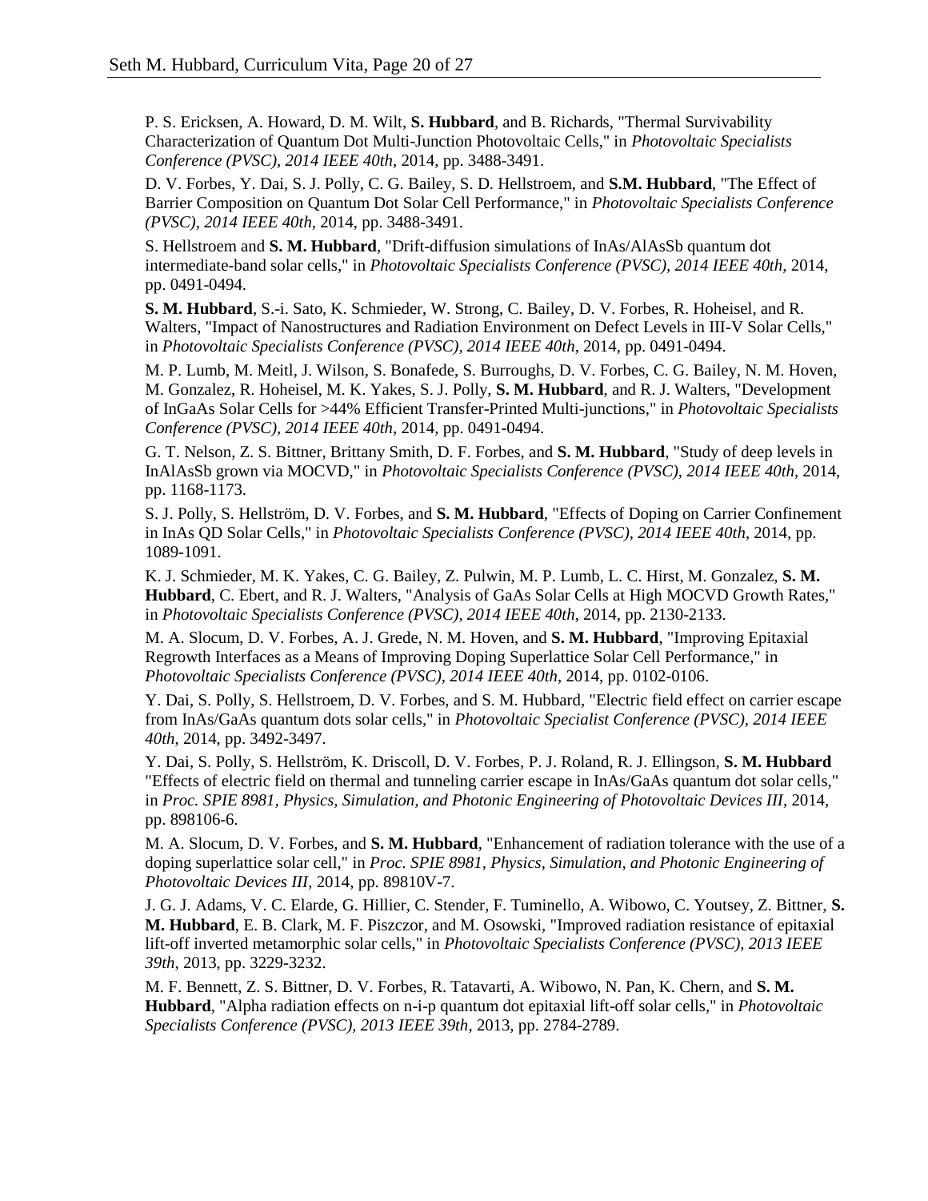P. S. Ericksen, A. Howard, D. M. Wilt, **S. Hubbard**, and B. Richards, "Thermal Survivability Characterization of Quantum Dot Multi-Junction Photovoltaic Cells," in *Photovoltaic Specialists Conference (PVSC), 2014 IEEE 40th*, 2014, pp. 3488-3491.

D. V. Forbes, Y. Dai, S. J. Polly, C. G. Bailey, S. D. Hellstroem, and **S.M. Hubbard**, "The Effect of Barrier Composition on Quantum Dot Solar Cell Performance," in *Photovoltaic Specialists Conference (PVSC), 2014 IEEE 40th*, 2014, pp. 3488-3491.

S. Hellstroem and **S. M. Hubbard**, "Drift-diffusion simulations of InAs/AlAsSb quantum dot intermediate-band solar cells," in *Photovoltaic Specialists Conference (PVSC), 2014 IEEE 40th*, 2014, pp. 0491-0494.

**S. M. Hubbard**, S.-i. Sato, K. Schmieder, W. Strong, C. Bailey, D. V. Forbes, R. Hoheisel, and R. Walters, "Impact of Nanostructures and Radiation Environment on Defect Levels in III-V Solar Cells," in *Photovoltaic Specialists Conference (PVSC), 2014 IEEE 40th*, 2014, pp. 0491-0494.

M. P. Lumb, M. Meitl, J. Wilson, S. Bonafede, S. Burroughs, D. V. Forbes, C. G. Bailey, N. M. Hoven, M. Gonzalez, R. Hoheisel, M. K. Yakes, S. J. Polly, **S. M. Hubbard**, and R. J. Walters, "Development of InGaAs Solar Cells for >44% Efficient Transfer-Printed Multi-junctions," in *Photovoltaic Specialists Conference (PVSC), 2014 IEEE 40th*, 2014, pp. 0491-0494.

G. T. Nelson, Z. S. Bittner, Brittany Smith, D. F. Forbes, and **S. M. Hubbard**, "Study of deep levels in InAlAsSb grown via MOCVD," in *Photovoltaic Specialists Conference (PVSC), 2014 IEEE 40th*, 2014, pp. 1168-1173.

S. J. Polly, S. Hellström, D. V. Forbes, and **S. M. Hubbard**, "Effects of Doping on Carrier Confinement in InAs QD Solar Cells," in *Photovoltaic Specialists Conference (PVSC), 2014 IEEE 40th*, 2014, pp. 1089-1091.

K. J. Schmieder, M. K. Yakes, C. G. Bailey, Z. Pulwin, M. P. Lumb, L. C. Hirst, M. Gonzalez, **S. M. Hubbard**, C. Ebert, and R. J. Walters, "Analysis of GaAs Solar Cells at High MOCVD Growth Rates," in *Photovoltaic Specialists Conference (PVSC), 2014 IEEE 40th*, 2014, pp. 2130-2133.

M. A. Slocum, D. V. Forbes, A. J. Grede, N. M. Hoven, and **S. M. Hubbard**, "Improving Epitaxial Regrowth Interfaces as a Means of Improving Doping Superlattice Solar Cell Performance," in *Photovoltaic Specialists Conference (PVSC), 2014 IEEE 40th*, 2014, pp. 0102-0106.

Y. Dai, S. Polly, S. Hellstroem, D. V. Forbes, and S. M. Hubbard, "Electric field effect on carrier escape from InAs/GaAs quantum dots solar cells," in *Photovoltaic Specialist Conference (PVSC), 2014 IEEE 40th*, 2014, pp. 3492-3497.

Y. Dai, S. Polly, S. Hellström, K. Driscoll, D. V. Forbes, P. J. Roland, R. J. Ellingson, **S. M. Hubbard** "Effects of electric field on thermal and tunneling carrier escape in InAs/GaAs quantum dot solar cells," in *Proc. SPIE 8981, Physics, Simulation, and Photonic Engineering of Photovoltaic Devices III*, 2014, pp. 898106-6.

M. A. Slocum, D. V. Forbes, and **S. M. Hubbard**, "Enhancement of radiation tolerance with the use of a doping superlattice solar cell," in *Proc. SPIE 8981, Physics, Simulation, and Photonic Engineering of Photovoltaic Devices III*, 2014, pp. 89810V-7.

J. G. J. Adams, V. C. Elarde, G. Hillier, C. Stender, F. Tuminello, A. Wibowo, C. Youtsey, Z. Bittner, **S. M. Hubbard**, E. B. Clark, M. F. Piszczor, and M. Osowski, "Improved radiation resistance of epitaxial lift-off inverted metamorphic solar cells," in *Photovoltaic Specialists Conference (PVSC), 2013 IEEE 39th*, 2013, pp. 3229-3232.

M. F. Bennett, Z. S. Bittner, D. V. Forbes, R. Tatavarti, A. Wibowo, N. Pan, K. Chern, and **S. M. Hubbard**, "Alpha radiation effects on n-i-p quantum dot epitaxial lift-off solar cells," in *Photovoltaic Specialists Conference (PVSC), 2013 IEEE 39th*, 2013, pp. 2784-2789.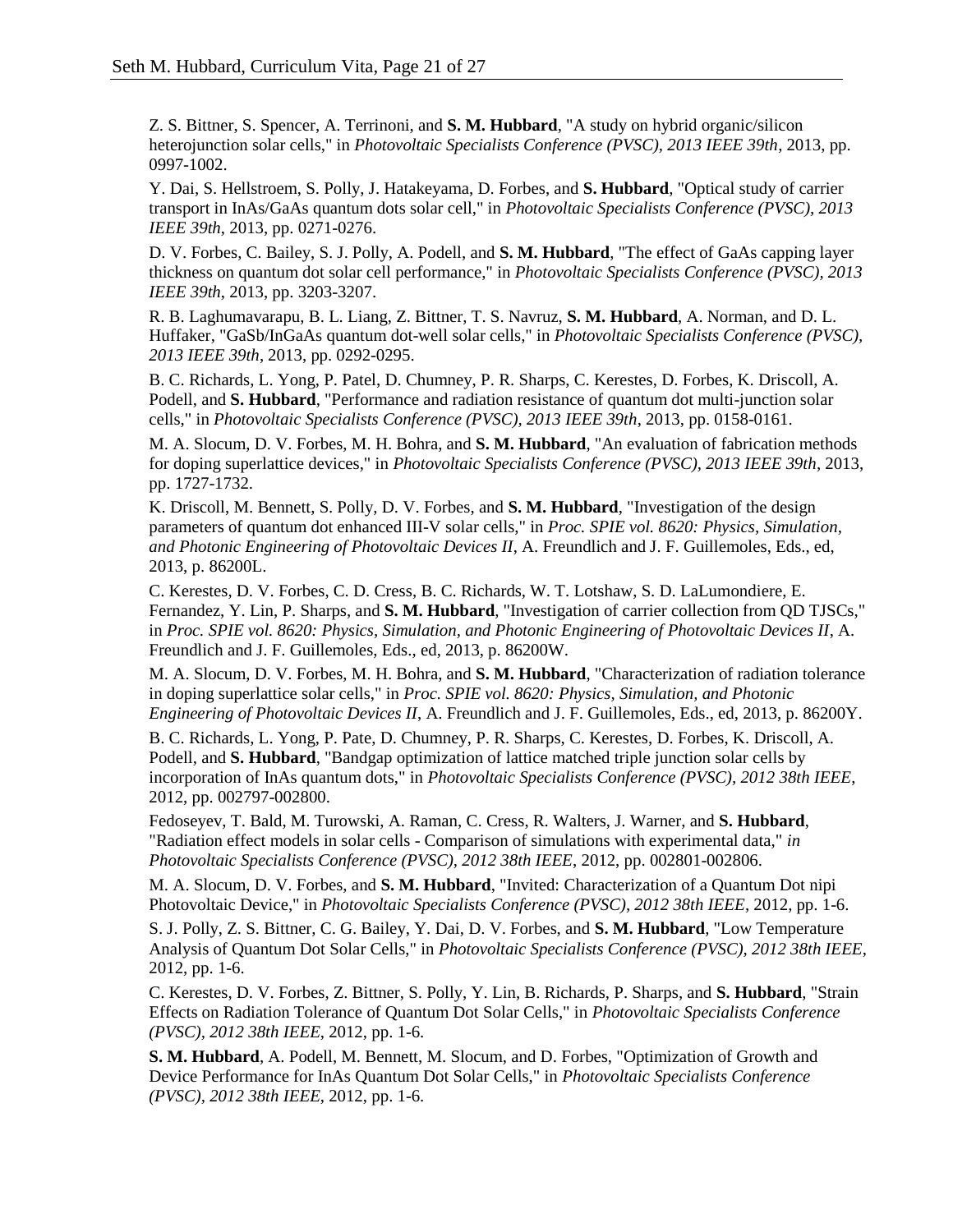Z. S. Bittner, S. Spencer, A. Terrinoni, and **S. M. Hubbard**, "A study on hybrid organic/silicon heterojunction solar cells," in *Photovoltaic Specialists Conference (PVSC), 2013 IEEE 39th*, 2013, pp. 0997-1002.

Y. Dai, S. Hellstroem, S. Polly, J. Hatakeyama, D. Forbes, and **S. Hubbard**, "Optical study of carrier transport in InAs/GaAs quantum dots solar cell," in *Photovoltaic Specialists Conference (PVSC), 2013 IEEE 39th*, 2013, pp. 0271-0276.

D. V. Forbes, C. Bailey, S. J. Polly, A. Podell, and **S. M. Hubbard**, "The effect of GaAs capping layer thickness on quantum dot solar cell performance," in *Photovoltaic Specialists Conference (PVSC), 2013 IEEE 39th*, 2013, pp. 3203-3207.

R. B. Laghumavarapu, B. L. Liang, Z. Bittner, T. S. Navruz, **S. M. Hubbard**, A. Norman, and D. L. Huffaker, "GaSb/InGaAs quantum dot-well solar cells," in *Photovoltaic Specialists Conference (PVSC), 2013 IEEE 39th*, 2013, pp. 0292-0295.

B. C. Richards, L. Yong, P. Patel, D. Chumney, P. R. Sharps, C. Kerestes, D. Forbes, K. Driscoll, A. Podell, and **S. Hubbard**, "Performance and radiation resistance of quantum dot multi-junction solar cells," in *Photovoltaic Specialists Conference (PVSC), 2013 IEEE 39th*, 2013, pp. 0158-0161.

M. A. Slocum, D. V. Forbes, M. H. Bohra, and **S. M. Hubbard**, "An evaluation of fabrication methods for doping superlattice devices," in *Photovoltaic Specialists Conference (PVSC), 2013 IEEE 39th*, 2013, pp. 1727-1732.

K. Driscoll, M. Bennett, S. Polly, D. V. Forbes, and **S. M. Hubbard**, "Investigation of the design parameters of quantum dot enhanced III-V solar cells," in *Proc. SPIE vol. 8620: Physics, Simulation, and Photonic Engineering of Photovoltaic Devices II*, A. Freundlich and J. F. Guillemoles, Eds., ed, 2013, p. 86200L.

C. Kerestes, D. V. Forbes, C. D. Cress, B. C. Richards, W. T. Lotshaw, S. D. LaLumondiere, E. Fernandez, Y. Lin, P. Sharps, and **S. M. Hubbard**, "Investigation of carrier collection from QD TJSCs," in *Proc. SPIE vol. 8620: Physics, Simulation, and Photonic Engineering of Photovoltaic Devices II*, A. Freundlich and J. F. Guillemoles, Eds., ed, 2013, p. 86200W.

M. A. Slocum, D. V. Forbes, M. H. Bohra, and **S. M. Hubbard**, "Characterization of radiation tolerance in doping superlattice solar cells," in *Proc. SPIE vol. 8620: Physics, Simulation, and Photonic Engineering of Photovoltaic Devices II*, A. Freundlich and J. F. Guillemoles, Eds., ed, 2013, p. 86200Y.

B. C. Richards, L. Yong, P. Pate, D. Chumney, P. R. Sharps, C. Kerestes, D. Forbes, K. Driscoll, A. Podell, and **S. Hubbard**, "Bandgap optimization of lattice matched triple junction solar cells by incorporation of InAs quantum dots," in *Photovoltaic Specialists Conference (PVSC), 2012 38th IEEE*, 2012, pp. 002797-002800.

Fedoseyev, T. Bald, M. Turowski, A. Raman, C. Cress, R. Walters, J. Warner, and **S. Hubbard**, "Radiation effect models in solar cells - Comparison of simulations with experimental data," *in Photovoltaic Specialists Conference (PVSC), 2012 38th IEEE*, 2012, pp. 002801-002806.

M. A. Slocum, D. V. Forbes, and **S. M. Hubbard**, "Invited: Characterization of a Quantum Dot nipi Photovoltaic Device," in *Photovoltaic Specialists Conference (PVSC), 2012 38th IEEE*, 2012, pp. 1-6.

S. J. Polly, Z. S. Bittner, C. G. Bailey, Y. Dai, D. V. Forbes, and **S. M. Hubbard**, "Low Temperature Analysis of Quantum Dot Solar Cells," in *Photovoltaic Specialists Conference (PVSC), 2012 38th IEEE*, 2012, pp. 1-6.

C. Kerestes, D. V. Forbes, Z. Bittner, S. Polly, Y. Lin, B. Richards, P. Sharps, and **S. Hubbard**, "Strain Effects on Radiation Tolerance of Quantum Dot Solar Cells," in *Photovoltaic Specialists Conference (PVSC), 2012 38th IEEE*, 2012, pp. 1-6.

**S. M. Hubbard**, A. Podell, M. Bennett, M. Slocum, and D. Forbes, "Optimization of Growth and Device Performance for InAs Quantum Dot Solar Cells," in *Photovoltaic Specialists Conference (PVSC), 2012 38th IEEE*, 2012, pp. 1-6.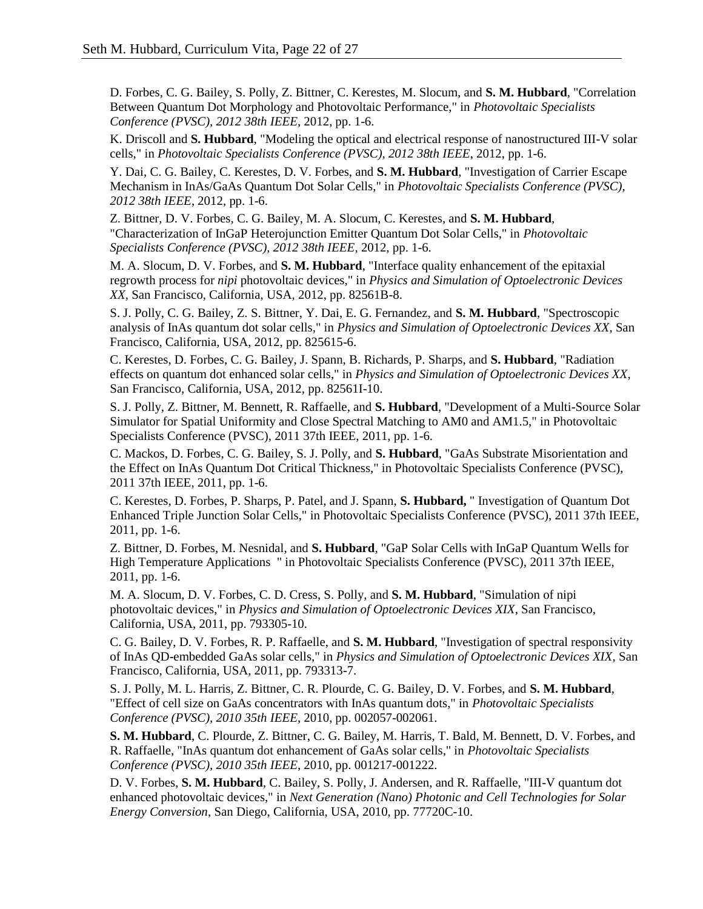D. Forbes, C. G. Bailey, S. Polly, Z. Bittner, C. Kerestes, M. Slocum, and **S. M. Hubbard**, "Correlation Between Quantum Dot Morphology and Photovoltaic Performance," in *Photovoltaic Specialists Conference (PVSC), 2012 38th IEEE*, 2012, pp. 1-6.

K. Driscoll and **S. Hubbard**, "Modeling the optical and electrical response of nanostructured III-V solar cells," in *Photovoltaic Specialists Conference (PVSC), 2012 38th IEEE*, 2012, pp. 1-6.

Y. Dai, C. G. Bailey, C. Kerestes, D. V. Forbes, and **S. M. Hubbard**, "Investigation of Carrier Escape Mechanism in InAs/GaAs Quantum Dot Solar Cells," in *Photovoltaic Specialists Conference (PVSC), 2012 38th IEEE*, 2012, pp. 1-6.

Z. Bittner, D. V. Forbes, C. G. Bailey, M. A. Slocum, C. Kerestes, and **S. M. Hubbard**, "Characterization of InGaP Heterojunction Emitter Quantum Dot Solar Cells," in *Photovoltaic Specialists Conference (PVSC), 2012 38th IEEE*, 2012, pp. 1-6.

M. A. Slocum, D. V. Forbes, and **S. M. Hubbard**, "Interface quality enhancement of the epitaxial regrowth process for *nipi* photovoltaic devices," in *Physics and Simulation of Optoelectronic Devices XX*, San Francisco, California, USA, 2012, pp. 82561B-8.

S. J. Polly, C. G. Bailey, Z. S. Bittner, Y. Dai, E. G. Fernandez, and **S. M. Hubbard**, "Spectroscopic analysis of InAs quantum dot solar cells," in *Physics and Simulation of Optoelectronic Devices XX*, San Francisco, California, USA, 2012, pp. 825615-6.

C. Kerestes, D. Forbes, C. G. Bailey, J. Spann, B. Richards, P. Sharps, and **S. Hubbard**, "Radiation effects on quantum dot enhanced solar cells," in *Physics and Simulation of Optoelectronic Devices XX*, San Francisco, California, USA, 2012, pp. 82561I-10.

S. J. Polly, Z. Bittner, M. Bennett, R. Raffaelle, and **S. Hubbard**, "Development of a Multi-Source Solar Simulator for Spatial Uniformity and Close Spectral Matching to AM0 and AM1.5," in Photovoltaic Specialists Conference (PVSC), 2011 37th IEEE, 2011, pp. 1-6.

C. Mackos, D. Forbes, C. G. Bailey, S. J. Polly, and **S. Hubbard**, "GaAs Substrate Misorientation and the Effect on InAs Quantum Dot Critical Thickness," in Photovoltaic Specialists Conference (PVSC), 2011 37th IEEE, 2011, pp. 1-6.

C. Kerestes, D. Forbes, P. Sharps, P. Patel, and J. Spann, **S. Hubbard,** " Investigation of Quantum Dot Enhanced Triple Junction Solar Cells," in Photovoltaic Specialists Conference (PVSC), 2011 37th IEEE, 2011, pp. 1-6.

Z. Bittner, D. Forbes, M. Nesnidal, and **S. Hubbard**, "GaP Solar Cells with InGaP Quantum Wells for High Temperature Applications " in Photovoltaic Specialists Conference (PVSC), 2011 37th IEEE, 2011, pp. 1-6.

M. A. Slocum, D. V. Forbes, C. D. Cress, S. Polly, and **S. M. Hubbard**, "Simulation of nipi photovoltaic devices," in *Physics and Simulation of Optoelectronic Devices XIX*, San Francisco, California, USA, 2011, pp. 793305-10.

C. G. Bailey, D. V. Forbes, R. P. Raffaelle, and **S. M. Hubbard**, "Investigation of spectral responsivity of InAs QD-embedded GaAs solar cells," in *Physics and Simulation of Optoelectronic Devices XIX*, San Francisco, California, USA, 2011, pp. 793313-7.

S. J. Polly, M. L. Harris, Z. Bittner, C. R. Plourde, C. G. Bailey, D. V. Forbes, and **S. M. Hubbard**, "Effect of cell size on GaAs concentrators with InAs quantum dots," in *Photovoltaic Specialists Conference (PVSC), 2010 35th IEEE*, 2010, pp. 002057-002061.

**S. M. Hubbard**, C. Plourde, Z. Bittner, C. G. Bailey, M. Harris, T. Bald, M. Bennett, D. V. Forbes, and R. Raffaelle, "InAs quantum dot enhancement of GaAs solar cells," in *Photovoltaic Specialists Conference (PVSC), 2010 35th IEEE*, 2010, pp. 001217-001222.

D. V. Forbes, **S. M. Hubbard**, C. Bailey, S. Polly, J. Andersen, and R. Raffaelle, "III-V quantum dot enhanced photovoltaic devices," in *Next Generation (Nano) Photonic and Cell Technologies for Solar Energy Conversion*, San Diego, California, USA, 2010, pp. 77720C-10.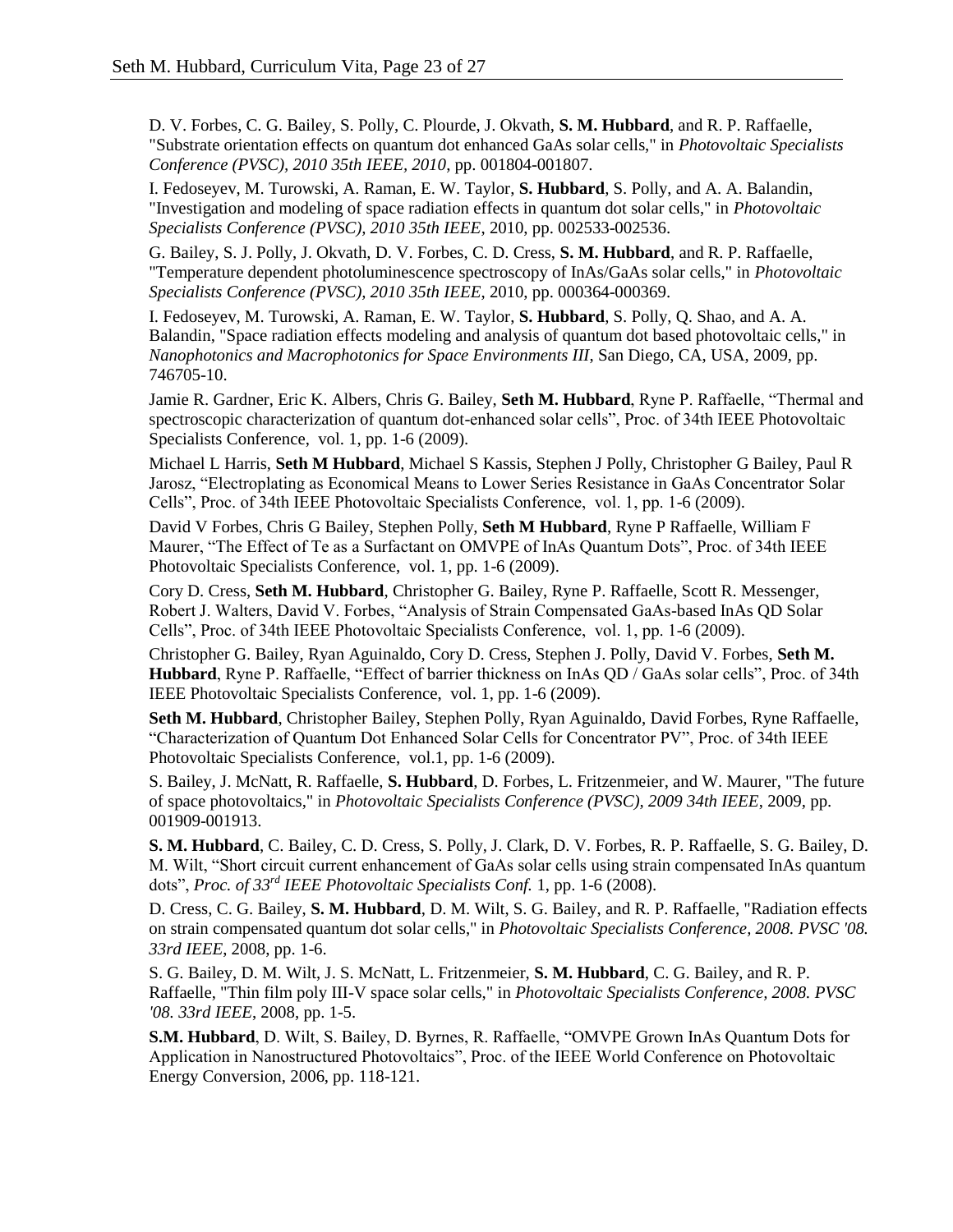D. V. Forbes, C. G. Bailey, S. Polly, C. Plourde, J. Okvath, **S. M. Hubbard**, and R. P. Raffaelle, "Substrate orientation effects on quantum dot enhanced GaAs solar cells," in *Photovoltaic Specialists Conference (PVSC), 2010 35th IEEE, 2010*, pp. 001804-001807.

I. Fedoseyev, M. Turowski, A. Raman, E. W. Taylor, **S. Hubbard**, S. Polly, and A. A. Balandin, "Investigation and modeling of space radiation effects in quantum dot solar cells," in *Photovoltaic Specialists Conference (PVSC), 2010 35th IEEE*, 2010, pp. 002533-002536.

G. Bailey, S. J. Polly, J. Okvath, D. V. Forbes, C. D. Cress, **S. M. Hubbard**, and R. P. Raffaelle, "Temperature dependent photoluminescence spectroscopy of InAs/GaAs solar cells," in *Photovoltaic Specialists Conference (PVSC), 2010 35th IEEE*, 2010, pp. 000364-000369.

I. Fedoseyev, M. Turowski, A. Raman, E. W. Taylor, **S. Hubbard**, S. Polly, Q. Shao, and A. A. Balandin, "Space radiation effects modeling and analysis of quantum dot based photovoltaic cells," in *Nanophotonics and Macrophotonics for Space Environments III*, San Diego, CA, USA, 2009, pp. 746705-10.

Jamie R. Gardner, Eric K. Albers, Chris G. Bailey, **Seth M. Hubbard**, Ryne P. Raffaelle, "Thermal and spectroscopic characterization of quantum dot-enhanced solar cells", Proc. of 34th IEEE Photovoltaic Specialists Conference, vol. 1, pp. 1-6 (2009).

Michael L Harris, **Seth M Hubbard**, Michael S Kassis, Stephen J Polly, Christopher G Bailey, Paul R Jarosz, "Electroplating as Economical Means to Lower Series Resistance in GaAs Concentrator Solar Cells", Proc. of 34th IEEE Photovoltaic Specialists Conference, vol. 1, pp. 1-6 (2009).

David V Forbes, Chris G Bailey, Stephen Polly, **Seth M Hubbard**, Ryne P Raffaelle, William F Maurer, "The Effect of Te as a Surfactant on OMVPE of InAs Quantum Dots", Proc. of 34th IEEE Photovoltaic Specialists Conference, vol. 1, pp. 1-6 (2009).

Cory D. Cress, **Seth M. Hubbard**, Christopher G. Bailey, Ryne P. Raffaelle, Scott R. Messenger, Robert J. Walters, David V. Forbes, "Analysis of Strain Compensated GaAs-based InAs QD Solar Cells", Proc. of 34th IEEE Photovoltaic Specialists Conference, vol. 1, pp. 1-6 (2009).

Christopher G. Bailey, Ryan Aguinaldo, Cory D. Cress, Stephen J. Polly, David V. Forbes, **Seth M. Hubbard**, Ryne P. Raffaelle, "Effect of barrier thickness on InAs QD / GaAs solar cells", Proc. of 34th IEEE Photovoltaic Specialists Conference, vol. 1, pp. 1-6 (2009).

**Seth M. Hubbard**, Christopher Bailey, Stephen Polly, Ryan Aguinaldo, David Forbes, Ryne Raffaelle, "Characterization of Quantum Dot Enhanced Solar Cells for Concentrator PV", Proc. of 34th IEEE Photovoltaic Specialists Conference, vol.1, pp. 1-6 (2009).

S. Bailey, J. McNatt, R. Raffaelle, **S. Hubbard**, D. Forbes, L. Fritzenmeier, and W. Maurer, "The future of space photovoltaics," in *Photovoltaic Specialists Conference (PVSC), 2009 34th IEEE*, 2009, pp. 001909-001913.

**S. M. Hubbard**, C. Bailey, C. D. Cress, S. Polly, J. Clark, D. V. Forbes, R. P. Raffaelle, S. G. Bailey, D. M. Wilt, "Short circuit current enhancement of GaAs solar cells using strain compensated InAs quantum dots", *Proc. of 33rd IEEE Photovoltaic Specialists Conf.* 1, pp. 1-6 (2008).

D. Cress, C. G. Bailey, **S. M. Hubbard**, D. M. Wilt, S. G. Bailey, and R. P. Raffaelle, "Radiation effects on strain compensated quantum dot solar cells," in *Photovoltaic Specialists Conference, 2008. PVSC '08. 33rd IEEE*, 2008, pp. 1-6.

S. G. Bailey, D. M. Wilt, J. S. McNatt, L. Fritzenmeier, **S. M. Hubbard**, C. G. Bailey, and R. P. Raffaelle, "Thin film poly III-V space solar cells," in *Photovoltaic Specialists Conference, 2008. PVSC '08. 33rd IEEE*, 2008, pp. 1-5.

**S.M. Hubbard**, D. Wilt, S. Bailey, D. Byrnes, R. Raffaelle, "OMVPE Grown InAs Quantum Dots for Application in Nanostructured Photovoltaics", Proc. of the IEEE World Conference on Photovoltaic Energy Conversion, 2006, pp. 118-121.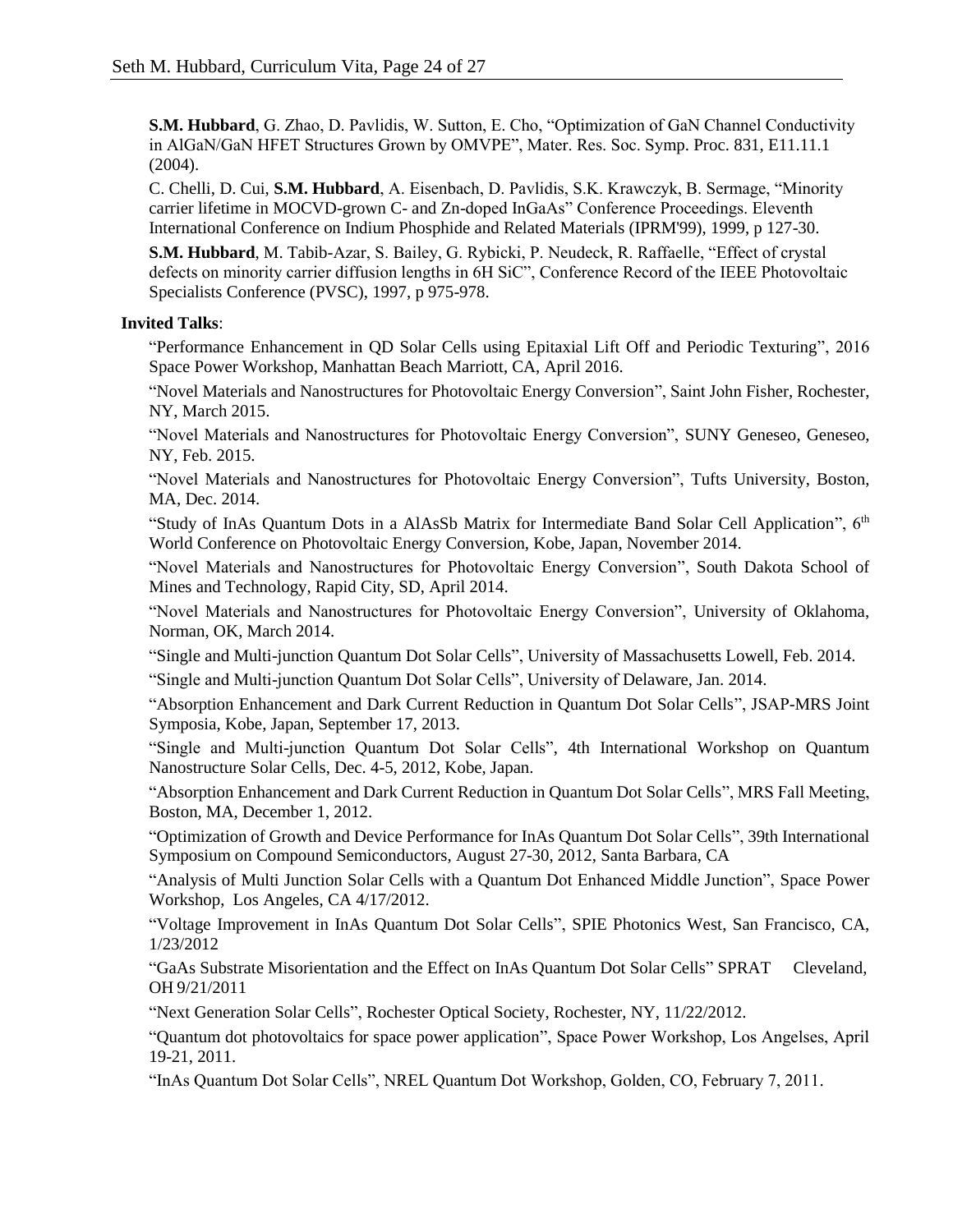**S.M. Hubbard**, G. Zhao, D. Pavlidis, W. Sutton, E. Cho, "Optimization of GaN Channel Conductivity in AlGaN/GaN HFET Structures Grown by OMVPE", Mater. Res. Soc. Symp. Proc. 831, E11.11.1 (2004).

C. Chelli, D. Cui, **S.M. Hubbard**, A. Eisenbach, D. Pavlidis, S.K. Krawczyk, B. Sermage, "Minority carrier lifetime in MOCVD-grown C- and Zn-doped InGaAs" Conference Proceedings. Eleventh International Conference on Indium Phosphide and Related Materials (IPRM'99), 1999, p 127-30.

**S.M. Hubbard**, M. Tabib-Azar, S. Bailey, G. Rybicki, P. Neudeck, R. Raffaelle, "Effect of crystal defects on minority carrier diffusion lengths in 6H SiC", Conference Record of the IEEE Photovoltaic Specialists Conference (PVSC), 1997, p 975-978.

**Invited Talks**:

"Performance Enhancement in QD Solar Cells using Epitaxial Lift Off and Periodic Texturing", 2016 Space Power Workshop, Manhattan Beach Marriott, CA, April 2016.

"Novel Materials and Nanostructures for Photovoltaic Energy Conversion", Saint John Fisher, Rochester, NY, March 2015.

"Novel Materials and Nanostructures for Photovoltaic Energy Conversion", SUNY Geneseo, Geneseo, NY, Feb. 2015.

"Novel Materials and Nanostructures for Photovoltaic Energy Conversion", Tufts University, Boston, MA, Dec. 2014.

"Study of InAs Quantum Dots in a AlAsSb Matrix for Intermediate Band Solar Cell Application", 6th World Conference on Photovoltaic Energy Conversion, Kobe, Japan, November 2014.

"Novel Materials and Nanostructures for Photovoltaic Energy Conversion", South Dakota School of Mines and Technology, Rapid City, SD, April 2014.

"Novel Materials and Nanostructures for Photovoltaic Energy Conversion", University of Oklahoma, Norman, OK, March 2014.

"Single and Multi-junction Quantum Dot Solar Cells", University of Massachusetts Lowell, Feb. 2014.

"Single and Multi-junction Quantum Dot Solar Cells", University of Delaware, Jan. 2014.

"Absorption Enhancement and Dark Current Reduction in Quantum Dot Solar Cells", JSAP-MRS Joint Symposia, Kobe, Japan, September 17, 2013.

"Single and Multi-junction Quantum Dot Solar Cells", 4th International Workshop on Quantum Nanostructure Solar Cells, Dec. 4-5, 2012, Kobe, Japan.

"Absorption Enhancement and Dark Current Reduction in Quantum Dot Solar Cells", MRS Fall Meeting, Boston, MA, December 1, 2012.

"Optimization of Growth and Device Performance for InAs Quantum Dot Solar Cells", 39th International Symposium on Compound Semiconductors, August 27-30, 2012, Santa Barbara, CA

"Analysis of Multi Junction Solar Cells with a Quantum Dot Enhanced Middle Junction", Space Power Workshop, Los Angeles, CA 4/17/2012.

"Voltage Improvement in InAs Quantum Dot Solar Cells", SPIE Photonics West, San Francisco, CA, 1/23/2012

"GaAs Substrate Misorientation and the Effect on InAs Quantum Dot Solar Cells" SPRAT Cleveland, OH 9/21/2011

"Next Generation Solar Cells", Rochester Optical Society, Rochester, NY, 11/22/2012.

"Quantum dot photovoltaics for space power application", Space Power Workshop, Los Angelses, April 19-21, 2011.

"InAs Quantum Dot Solar Cells", NREL Quantum Dot Workshop, Golden, CO, February 7, 2011.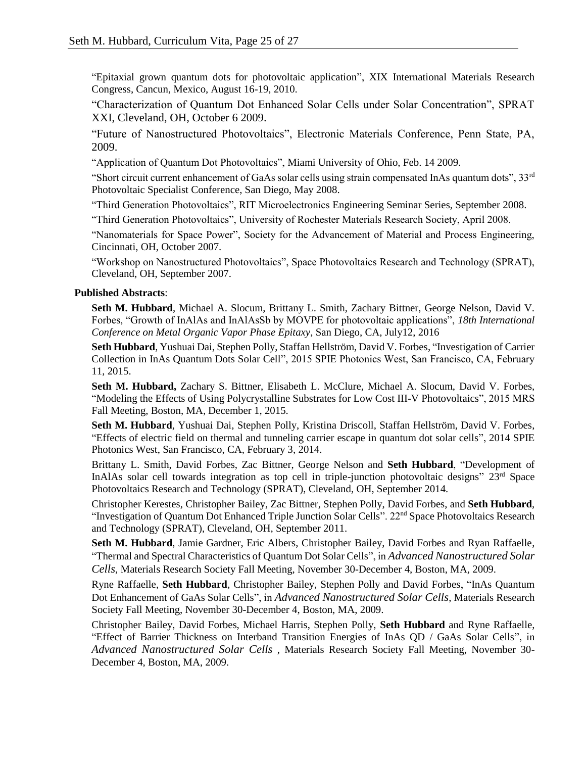"Epitaxial grown quantum dots for photovoltaic application", XIX International Materials Research Congress, Cancun, Mexico, August 16-19, 2010.

"Characterization of Quantum Dot Enhanced Solar Cells under Solar Concentration", SPRAT XXI, Cleveland, OH, October 6 2009.

"Future of Nanostructured Photovoltaics", Electronic Materials Conference, Penn State, PA, 2009.

"Application of Quantum Dot Photovoltaics", Miami University of Ohio, Feb. 14 2009.

"Short circuit current enhancement of GaAs solar cells using strain compensated InAs quantum dots", 33rd Photovoltaic Specialist Conference, San Diego, May 2008.

"Third Generation Photovoltaics", RIT Microelectronics Engineering Seminar Series, September 2008.

"Third Generation Photovoltaics", University of Rochester Materials Research Society, April 2008.

"Nanomaterials for Space Power", Society for the Advancement of Material and Process Engineering, Cincinnati, OH, October 2007.

"Workshop on Nanostructured Photovoltaics", Space Photovoltaics Research and Technology (SPRAT), Cleveland, OH, September 2007.

**Published Abstracts**:

**Seth M. Hubbard**, Michael A. Slocum, Brittany L. Smith, Zachary Bittner, George Nelson, David V. Forbes, "Growth of InAlAs and InAlAsSb by MOVPE for photovoltaic applications", *18th International Conference on Metal Organic Vapor Phase Epitaxy*, San Diego, CA, July12, 2016

**Seth Hubbard**, Yushuai Dai, Stephen Polly, Staffan Hellström, David V. Forbes, "Investigation of Carrier Collection in InAs Quantum Dots Solar Cell", 2015 SPIE Photonics West, San Francisco, CA, February 11, 2015.

**Seth M. Hubbard,** Zachary S. Bittner, Elisabeth L. McClure, Michael A. Slocum, David V. Forbes, "Modeling the Effects of Using Polycrystalline Substrates for Low Cost III-V Photovoltaics", 2015 MRS Fall Meeting, Boston, MA, December 1, 2015.

**Seth M. Hubbard**, Yushuai Dai, Stephen Polly, Kristina Driscoll, Staffan Hellström, David V. Forbes, "Effects of electric field on thermal and tunneling carrier escape in quantum dot solar cells", 2014 SPIE Photonics West, San Francisco, CA, February 3, 2014.

Brittany L. Smith, David Forbes, Zac Bittner, George Nelson and **Seth Hubbard**, "Development of InAlAs solar cell towards integration as top cell in triple-junction photovoltaic designs" 23rd Space Photovoltaics Research and Technology (SPRAT), Cleveland, OH, September 2014.

Christopher Kerestes, Christopher Bailey, Zac Bittner, Stephen Polly, David Forbes, and **Seth Hubbard**, "Investigation of Quantum Dot Enhanced Triple Junction Solar Cells". 22nd Space Photovoltaics Research and Technology (SPRAT), Cleveland, OH, September 2011.

**Seth M. Hubbard**, Jamie Gardner, Eric Albers, Christopher Bailey, David Forbes and Ryan Raffaelle, "Thermal and Spectral Characteristics of Quantum Dot Solar Cells", in *Advanced Nanostructured Solar Cells*, Materials Research Society Fall Meeting, November 30-December 4, Boston, MA, 2009.

Ryne Raffaelle, **Seth Hubbard**, Christopher Bailey, Stephen Polly and David Forbes, "InAs Quantum Dot Enhancement of GaAs Solar Cells", in *Advanced Nanostructured Solar Cells*, Materials Research Society Fall Meeting, November 30-December 4, Boston, MA, 2009.

Christopher Bailey, David Forbes, Michael Harris, Stephen Polly, **Seth Hubbard** and Ryne Raffaelle, "Effect of Barrier Thickness on Interband Transition Energies of InAs QD / GaAs Solar Cells", in *Advanced Nanostructured Solar Cells* , Materials Research Society Fall Meeting, November 30-December 4, Boston, MA, 2009.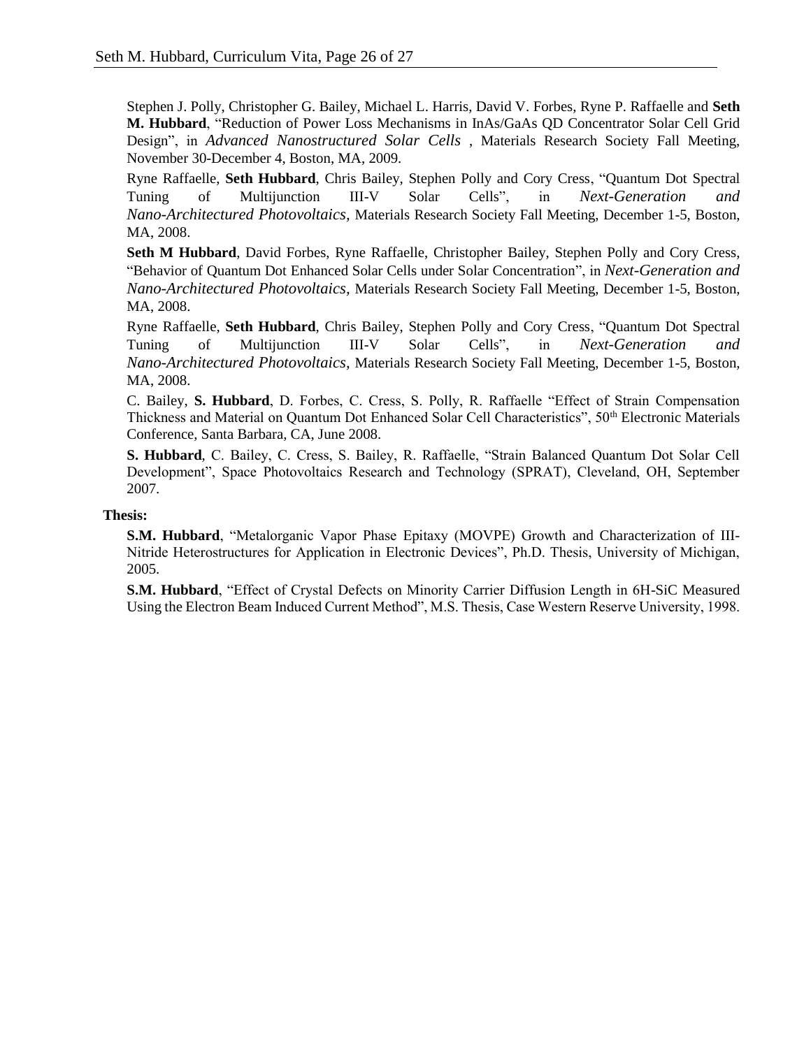Stephen J. Polly, Christopher G. Bailey, Michael L. Harris, David V. Forbes, Ryne P. Raffaelle and **Seth M. Hubbard**, "Reduction of Power Loss Mechanisms in InAs/GaAs QD Concentrator Solar Cell Grid Design", in *Advanced Nanostructured Solar Cells* , Materials Research Society Fall Meeting, November 30-December 4, Boston, MA, 2009.

Ryne Raffaelle, **Seth Hubbard**, Chris Bailey, Stephen Polly and Cory Cress, "Quantum Dot Spectral Tuning of Multijunction III-V Solar Cells", in *Next-Generation and Nano-Architectured Photovoltaics,* Materials Research Society Fall Meeting, December 1-5, Boston, MA, 2008.

**Seth M Hubbard**, David Forbes, Ryne Raffaelle, Christopher Bailey, Stephen Polly and Cory Cress, "Behavior of Quantum Dot Enhanced Solar Cells under Solar Concentration", in *Next-Generation and Nano-Architectured Photovoltaics,* Materials Research Society Fall Meeting, December 1-5, Boston, MA, 2008.

Ryne Raffaelle, **Seth Hubbard**, Chris Bailey, Stephen Polly and Cory Cress, "Quantum Dot Spectral Tuning of Multijunction III-V Solar Cells", in *Next-Generation and Nano-Architectured Photovoltaics*, Materials Research Society Fall Meeting, December 1-5, Boston, MA, 2008.

C. Bailey, **S. Hubbard**, D. Forbes, C. Cress, S. Polly, R. Raffaelle "Effect of Strain Compensation Thickness and Material on Quantum Dot Enhanced Solar Cell Characteristics", 50th Electronic Materials Conference, Santa Barbara, CA, June 2008.

**S. Hubbard**, C. Bailey, C. Cress, S. Bailey, R. Raffaelle, "Strain Balanced Quantum Dot Solar Cell Development", Space Photovoltaics Research and Technology (SPRAT), Cleveland, OH, September 2007.

**Thesis:**

**S.M. Hubbard**, "Metalorganic Vapor Phase Epitaxy (MOVPE) Growth and Characterization of III-Nitride Heterostructures for Application in Electronic Devices", Ph.D. Thesis, University of Michigan, 2005.

**S.M. Hubbard**, "Effect of Crystal Defects on Minority Carrier Diffusion Length in 6H-SiC Measured Using the Electron Beam Induced Current Method", M.S. Thesis, Case Western Reserve University, 1998.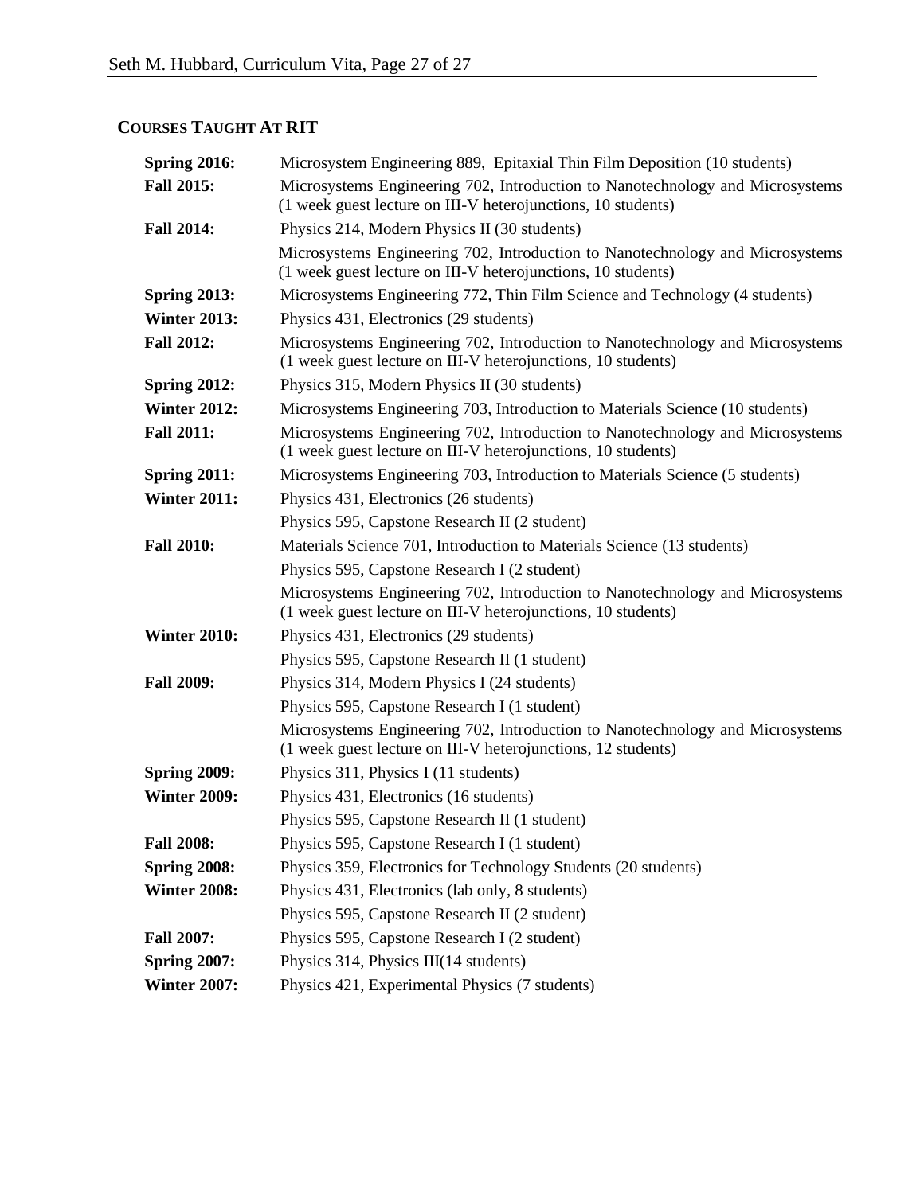## Courses Taught At RIT

| | |
|---|---|
| **Spring 2016:** | Microsystem Engineering 889, Epitaxial Thin Film Deposition (10 students) |
| **Fall 2015:** | Microsystems Engineering 702, Introduction to Nanotechnology and Microsystems (1 week guest lecture on III-V heterojunctions, 10 students) |
| **Fall 2014:** | Physics 214, Modern Physics II (30 students) |
| | Microsystems Engineering 702, Introduction to Nanotechnology and Microsystems (1 week guest lecture on III-V heterojunctions, 10 students) |
| **Spring 2013:** | Microsystems Engineering 772, Thin Film Science and Technology (4 students) |
| **Winter 2013:** | Physics 431, Electronics (29 students) |
| **Fall 2012:** | Microsystems Engineering 702, Introduction to Nanotechnology and Microsystems (1 week guest lecture on III-V heterojunctions, 10 students) |
| **Spring 2012:** | Physics 315, Modern Physics II (30 students) |
| **Winter 2012:** | Microsystems Engineering 703, Introduction to Materials Science (10 students) |
| **Fall 2011:** | Microsystems Engineering 702, Introduction to Nanotechnology and Microsystems (1 week guest lecture on III-V heterojunctions, 10 students) |
| **Spring 2011:** | Microsystems Engineering 703, Introduction to Materials Science (5 students) |
| **Winter 2011:** | Physics 431, Electronics (26 students) |
| | Physics 595, Capstone Research II (2 student) |
| **Fall 2010:** | Materials Science 701, Introduction to Materials Science (13 students) |
| | Physics 595, Capstone Research I (2 student) |
| | Microsystems Engineering 702, Introduction to Nanotechnology and Microsystems (1 week guest lecture on III-V heterojunctions, 10 students) |
| **Winter 2010:** | Physics 431, Electronics (29 students) |
| | Physics 595, Capstone Research II (1 student) |
| **Fall 2009:** | Physics 314, Modern Physics I (24 students) |
| | Physics 595, Capstone Research I (1 student) |
| | Microsystems Engineering 702, Introduction to Nanotechnology and Microsystems (1 week guest lecture on III-V heterojunctions, 12 students) |
| **Spring 2009:** | Physics 311, Physics I (11 students) |
| **Winter 2009:** | Physics 431, Electronics (16 students) |
| | Physics 595, Capstone Research II (1 student) |
| **Fall 2008:** | Physics 595, Capstone Research I (1 student) |
| **Spring 2008:** | Physics 359, Electronics for Technology Students (20 students) |
| **Winter 2008:** | Physics 431, Electronics (lab only, 8 students) |
| | Physics 595, Capstone Research II (2 student) |
| **Fall 2007:** | Physics 595, Capstone Research I (2 student) |
| **Spring 2007:** | Physics 314, Physics III(14 students) |
| **Winter 2007:** | Physics 421, Experimental Physics (7 students) |